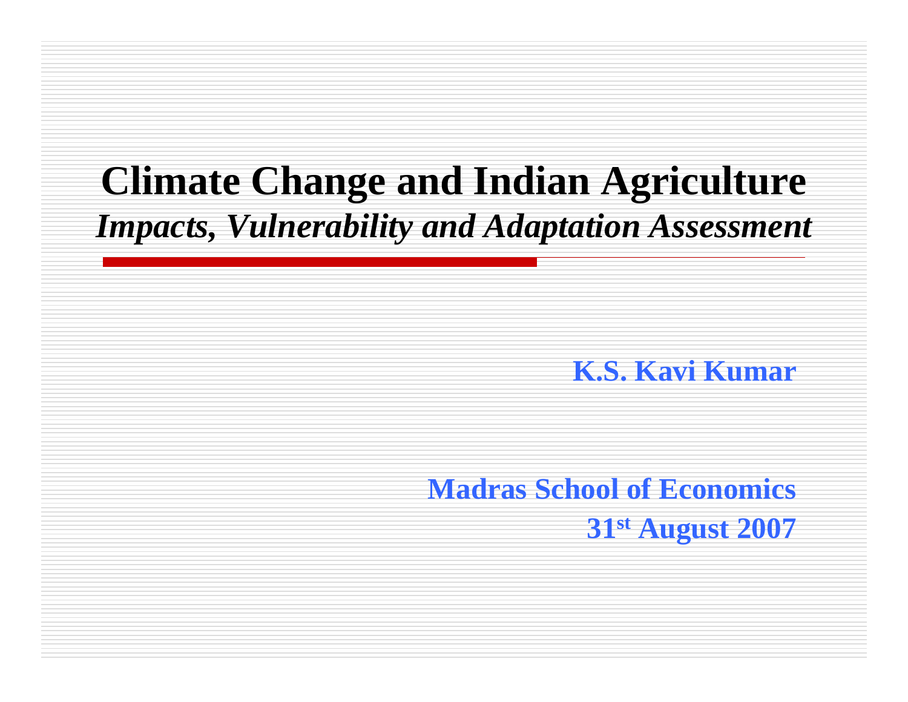# Climate Change and Indian Agriculture

## *Impacts, Vulnerability and Adaptation Assessment*

**K.S. Kavi Kumar**

**Madras School of Economics**

**$31^{st}$ August 2007**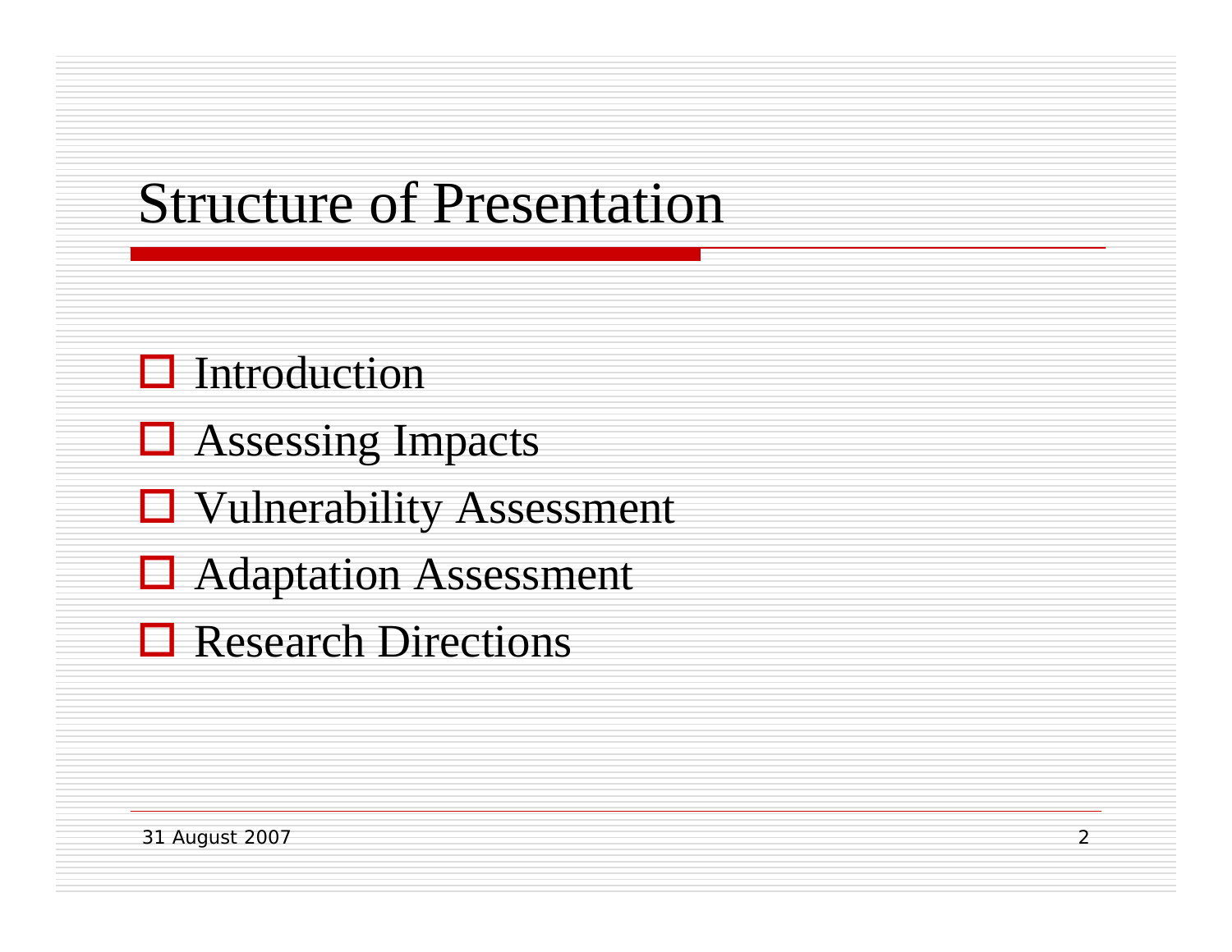# Structure of Presentation

- Introduction
- Assessing Impacts
- Vulnerability Assessment
- Adaptation Assessment
- Research Directions

31 August 2007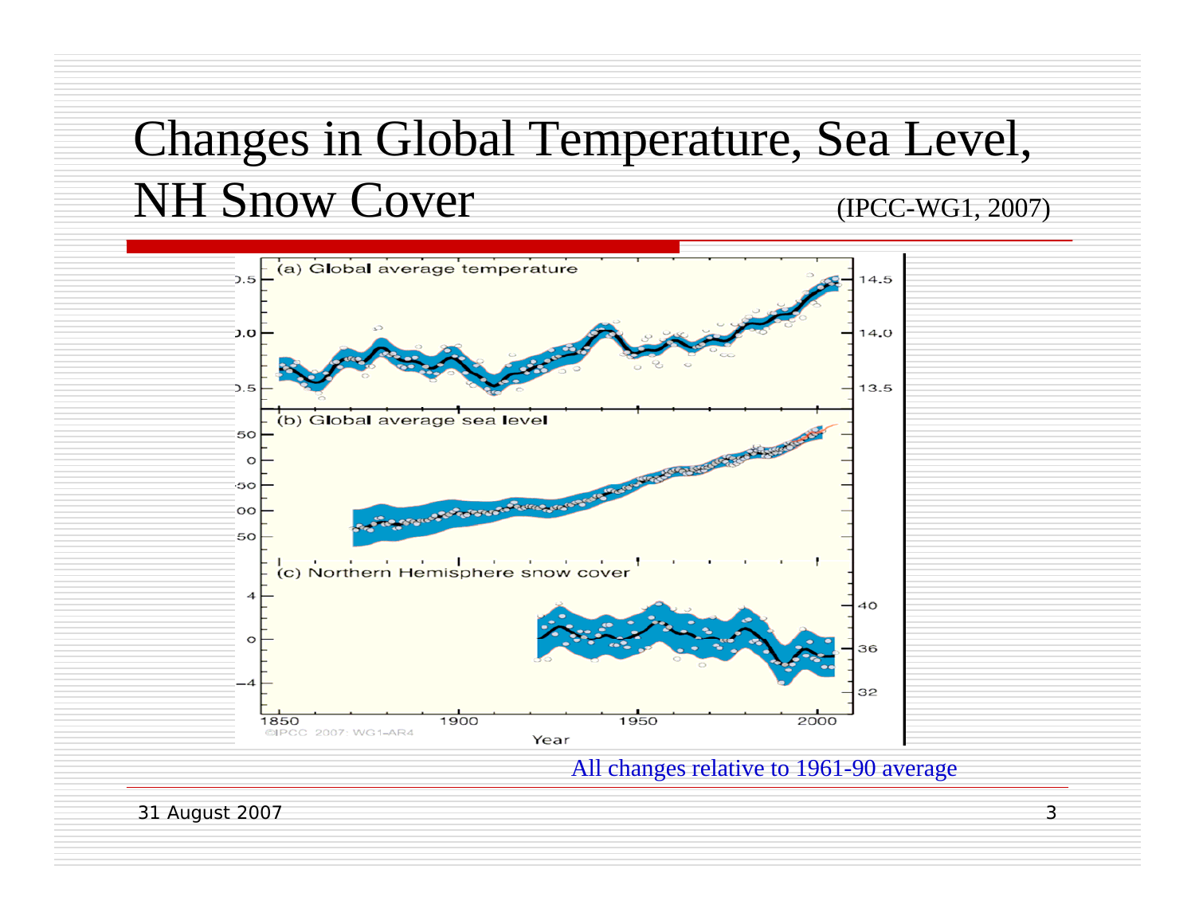# Changes in Global Temperature, Sea Level, NH Snow Cover

(IPCC-WG1, 2007)

All changes relative to 1961-90 average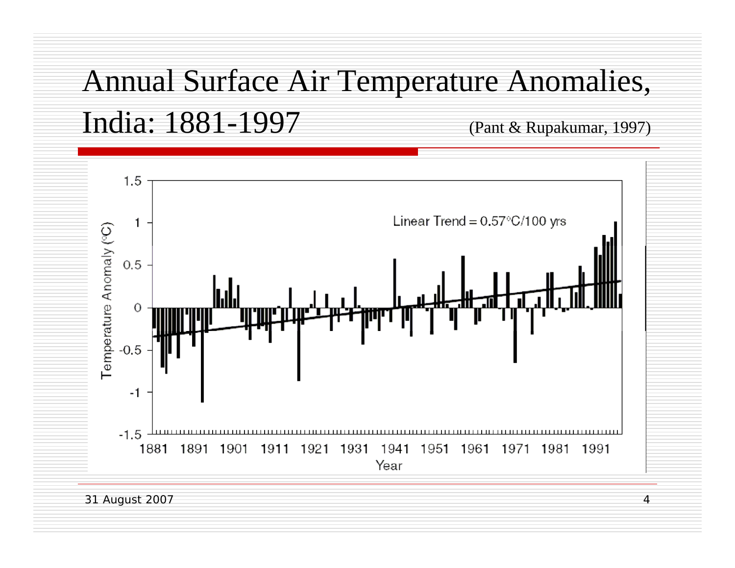# Annual Surface Air Temperature Anomalies, India: 1881-1997

(Pant & Rupakumar, 1997)

Linear Trend = 0.57°C/100 yrs

Temperature Anomaly (°C)

Year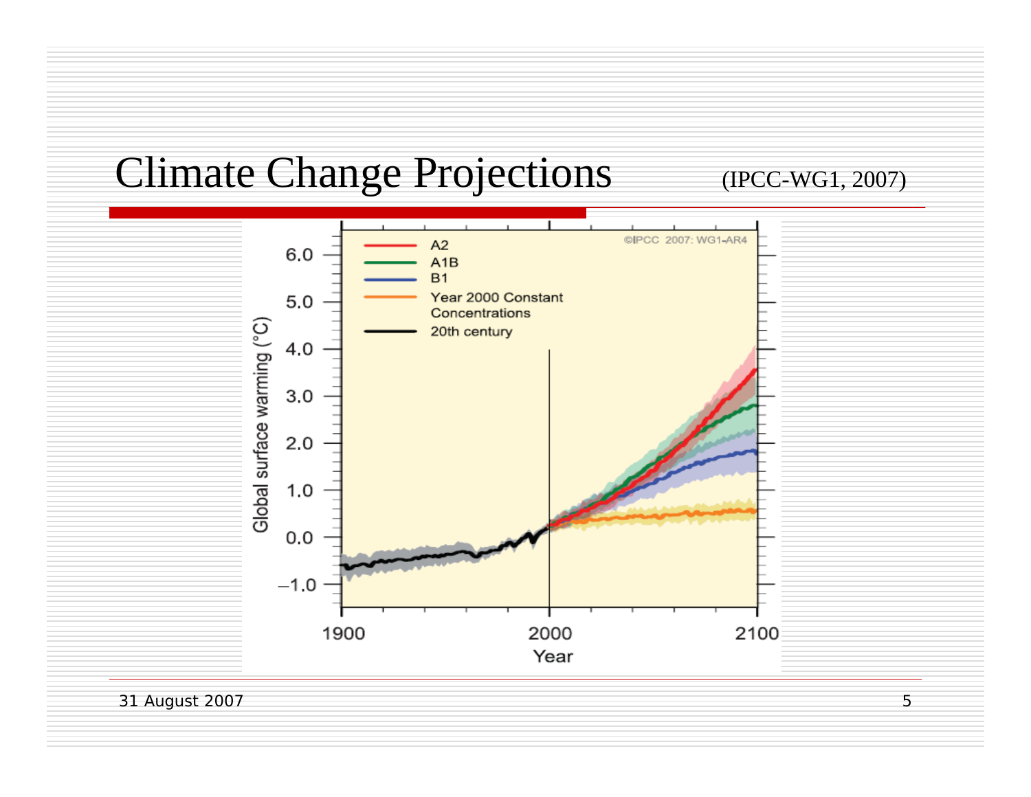# Climate Change Projections

(IPCC-WG1, 2007)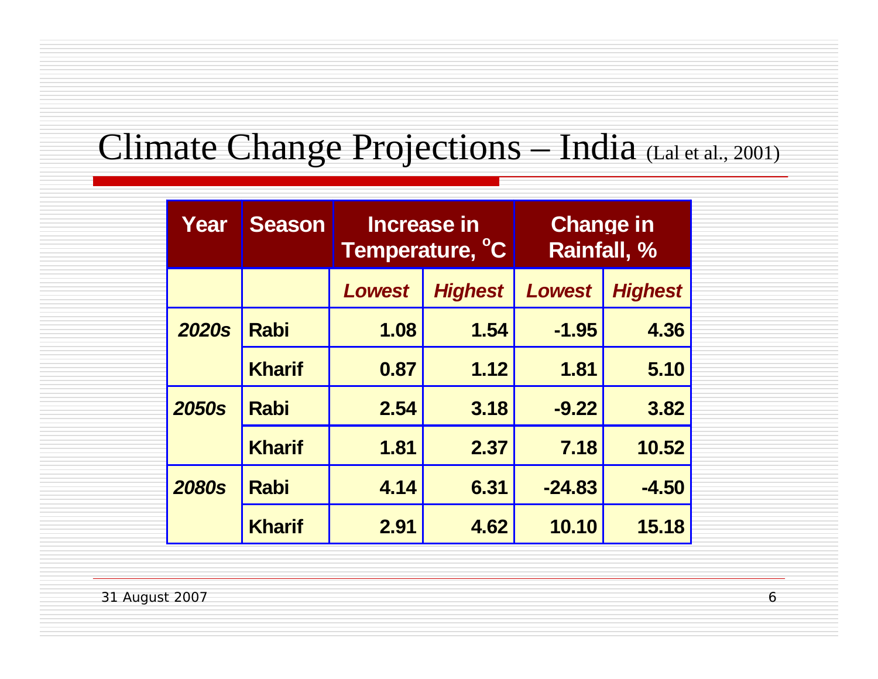# Climate Change Projections – India (Lal et al., 2001)

| Year | Season | Increase in Temperature, °C | | Change in Rainfall, % | |
|---|---|---|---|---|---|
| | | *Lowest* | *Highest* | *Lowest* | *Highest* |
| ***2020s*** | **Rabi** | **1.08** | **1.54** | **-1.95** | **4.36** |
| | **Kharif** | **0.87** | **1.12** | **1.81** | **5.10** |
| ***2050s*** | **Rabi** | **2.54** | **3.18** | **-9.22** | **3.82** |
| | **Kharif** | **1.81** | **2.37** | **7.18** | **10.52** |
| ***2080s*** | **Rabi** | **4.14** | **6.31** | **-24.83** | **-4.50** |
| | **Kharif** | **2.91** | **4.62** | **10.10** | **15.18** |

31 August 2007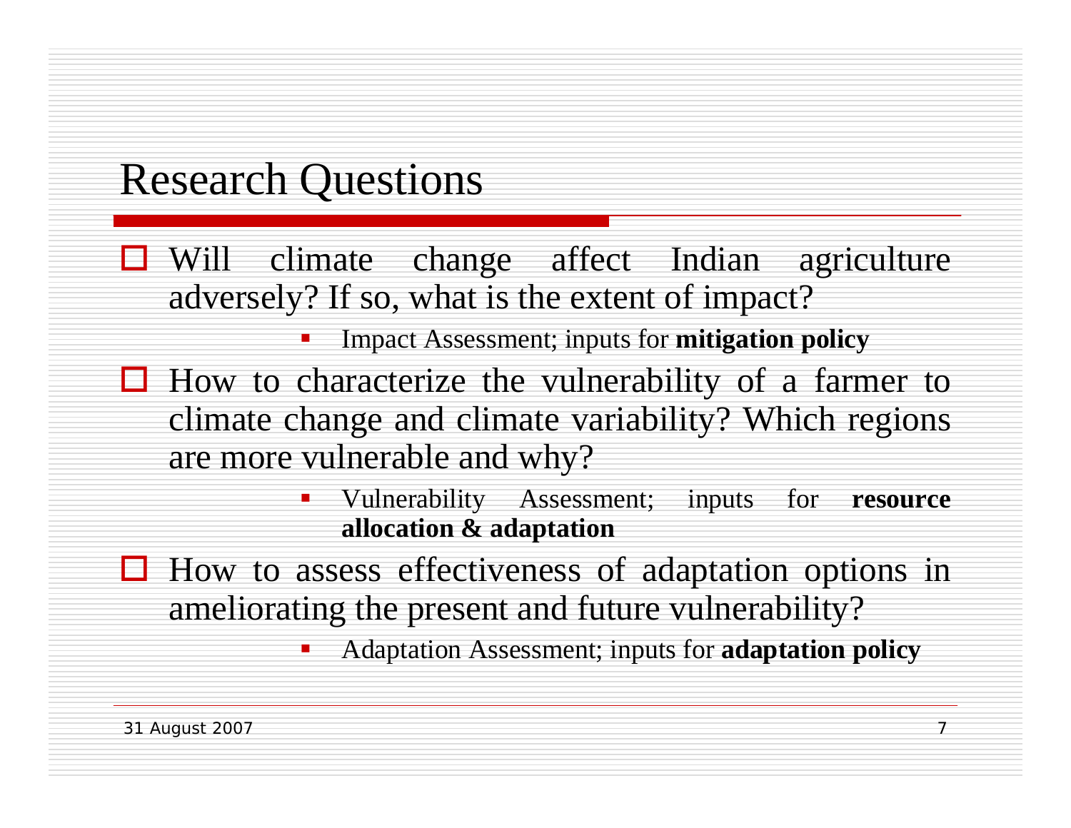## Research Questions

- Will climate change affect Indian agriculture adversely? If so, what is the extent of impact?
  - Impact Assessment; inputs for **mitigation policy**
- How to characterize the vulnerability of a farmer to climate change and climate variability? Which regions are more vulnerable and why?
  - Vulnerability Assessment; inputs for **resource allocation & adaptation**
- How to assess effectiveness of adaptation options in ameliorating the present and future vulnerability?
  - Adaptation Assessment; inputs for **adaptation policy**

31 August 2007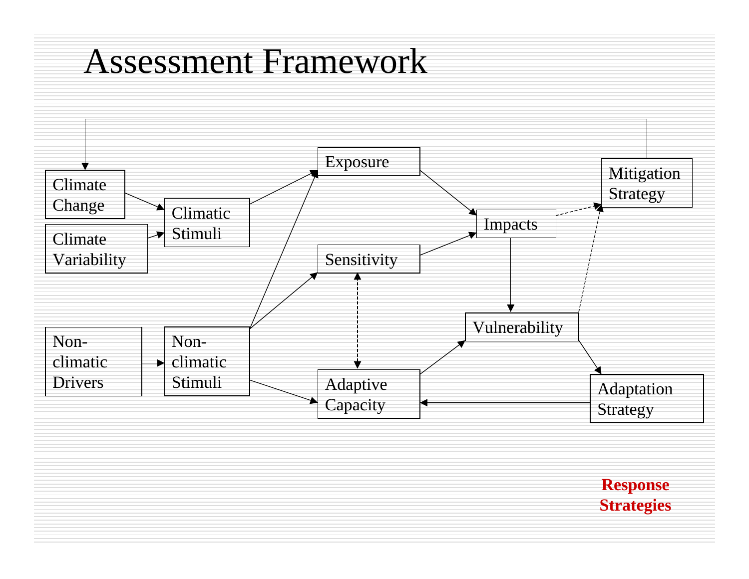# Assessment Framework

Climate Change

Climate Variability

Climatic Stimuli

Non-climatic Drivers

Non-climatic Stimuli

Exposure

Sensitivity

Adaptive Capacity

Impacts

Vulnerability

Mitigation Strategy

Adaptation Strategy

**Response Strategies**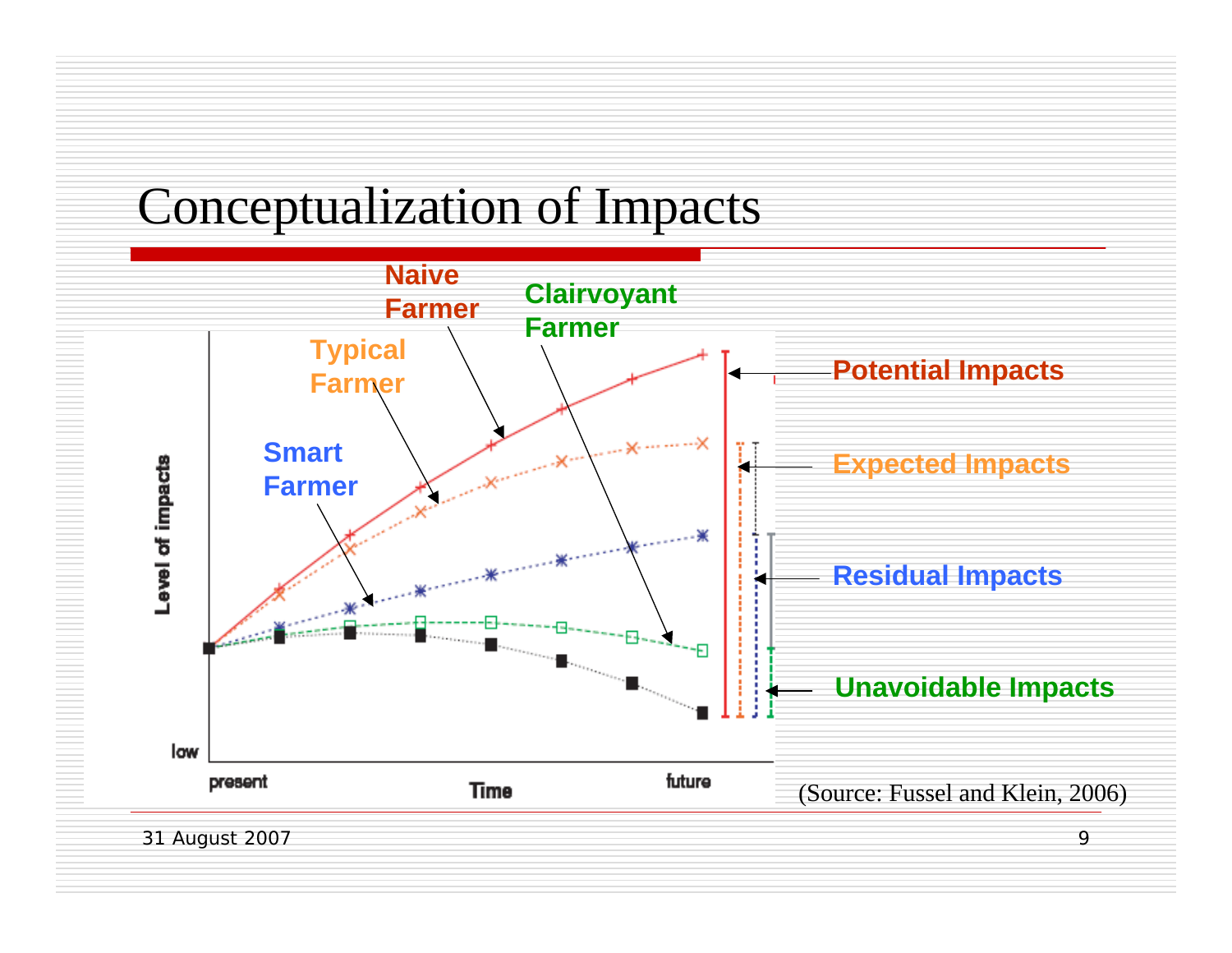# Conceptualization of Impacts

Naive Farmer

Clairvoyant Farmer

Typical Farmer

Smart Farmer

Potential Impacts

Expected Impacts

Residual Impacts

Unavoidable Impacts

Level of impacts

low

present

Time

future

(Source: Fussel and Klein, 2006)

31 August 2007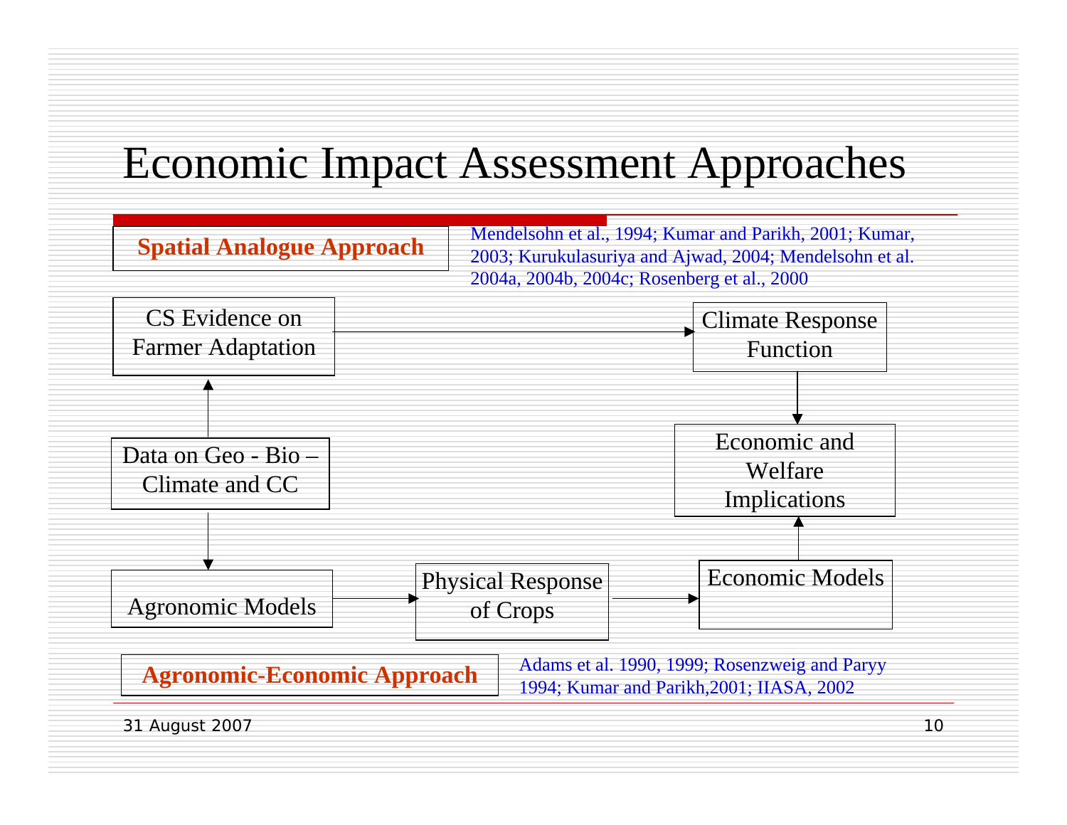# Economic Impact Assessment Approaches

**Spatial Analogue Approach**

Mendelsohn et al., 1994; Kumar and Parikh, 2001; Kumar, 2003; Kurukulasuriya and Ajwad, 2004; Mendelsohn et al. 2004a, 2004b, 2004c; Rosenberg et al., 2000

CS Evidence on Farmer Adaptation → Climate Response Function

Climate Response Function → Economic and Welfare Implications

Data on Geo - Bio – Climate and CC → CS Evidence on Farmer Adaptation

Data on Geo - Bio – Climate and CC → Agronomic Models

Agronomic Models → Physical Response of Crops → Economic Models

Economic Models → Economic and Welfare Implications

**Agronomic-Economic Approach**

Adams et al. 1990, 1999; Rosenzweig and Paryy 1994; Kumar and Parikh,2001; IIASA, 2002

31 August 2007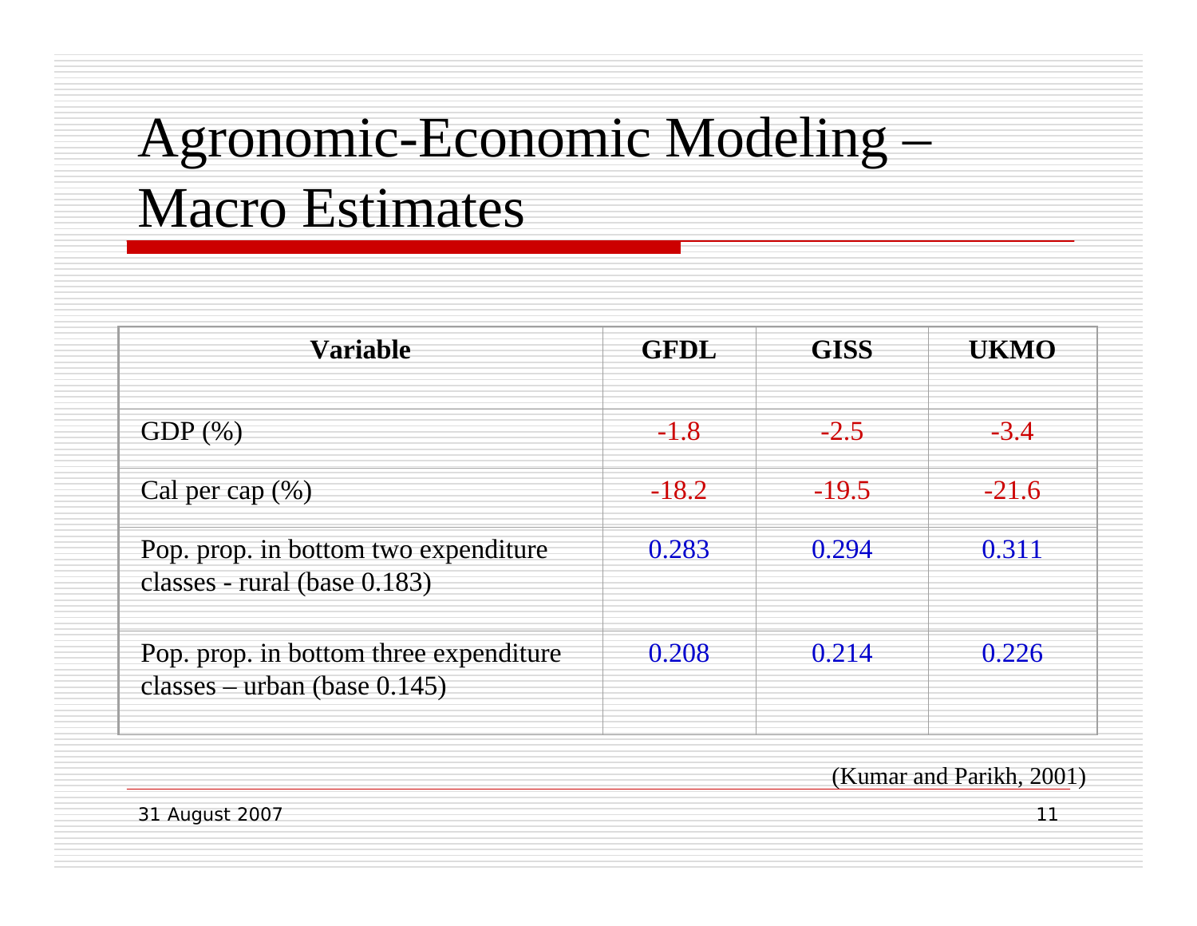# Agronomic-Economic Modeling – Macro Estimates

| Variable | GFDL | GISS | UKMO |
|---|---|---|---|
| GDP (%) | -1.8 | -2.5 | -3.4 |
| Cal per cap (%) | -18.2 | -19.5 | -21.6 |
| Pop. prop. in bottom two expenditure classes - rural (base 0.183) | 0.283 | 0.294 | 0.311 |
| Pop. prop. in bottom three expenditure classes – urban (base 0.145) | 0.208 | 0.214 | 0.226 |

(Kumar and Parikh, 2001)

31 August 2007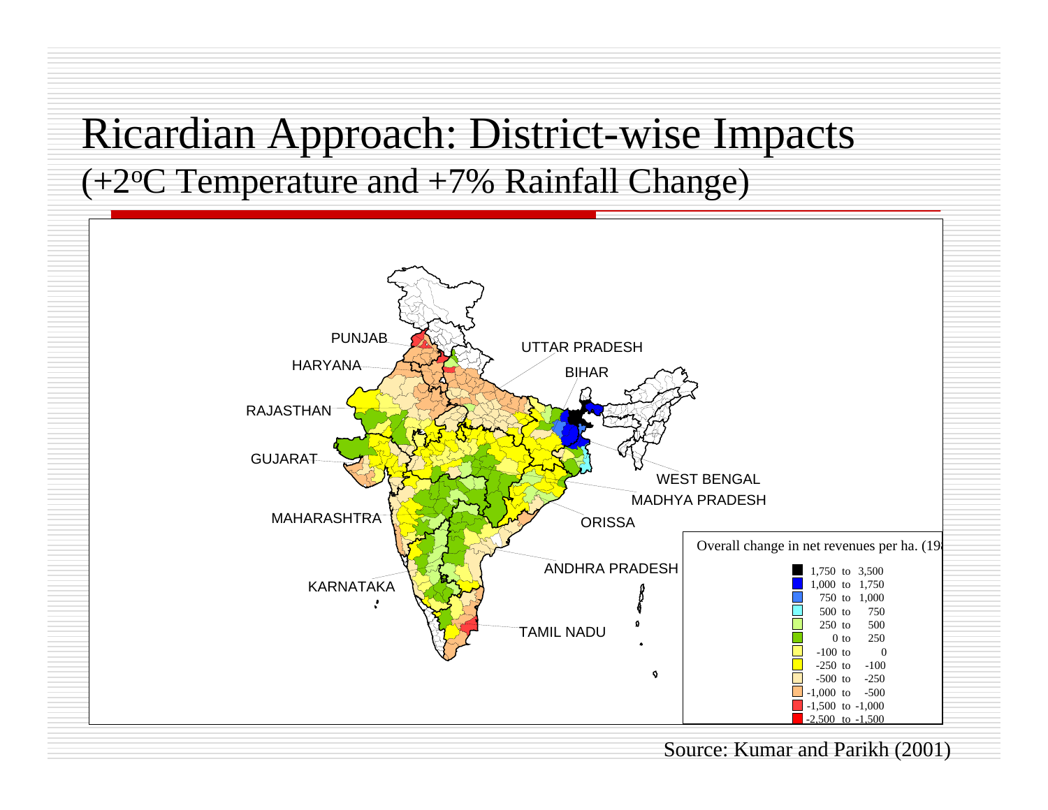# Ricardian Approach: District-wise Impacts

## (+2$^{o}$C Temperature and +7% Rainfall Change)

PUNJAB

HARYANA

RAJASTHAN

GUJARAT

MAHARASHTRA

KARNATAKA

UTTAR PRADESH

BIHAR

WEST BENGAL

MADHYA PRADESH

ORISSA

ANDHRA PRADESH

TAMIL NADU

Overall change in net revenues per ha. (19

| Range |
|---|
| 1,750 to 3,500 |
| 1,000 to 1,750 |
| 750 to 1,000 |
| 500 to 750 |
| 250 to 500 |
| 0 to 250 |
| -100 to 0 |
| -250 to -100 |
| -500 to -250 |
| -1,000 to -500 |
| -1,500 to -1,000 |
| -2,500 to -1,500 |

Source: Kumar and Parikh (2001)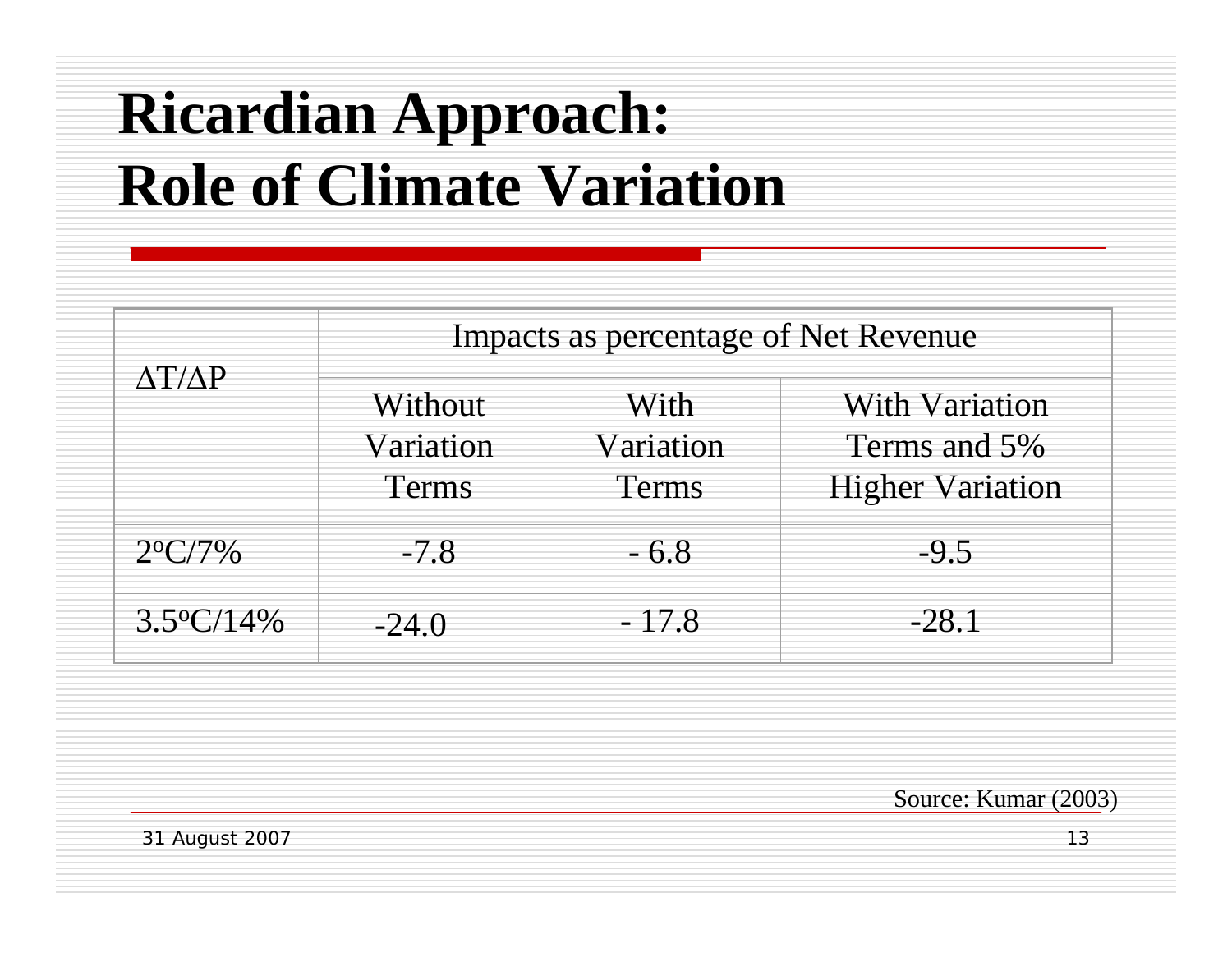# Ricardian Approach: Role of Climate Variation

| $\Delta T/\Delta P$ | Impacts as percentage of Net Revenue | | |
|---|---|---|---|
| | Without Variation Terms | With Variation Terms | With Variation Terms and 5% Higher Variation |
| $2^oC/7\%$ | -7.8 | - 6.8 | -9.5 |
| $3.5^oC/14\%$ | -24.0 | - 17.8 | -28.1 |

Source: Kumar (2003)

31 August 2007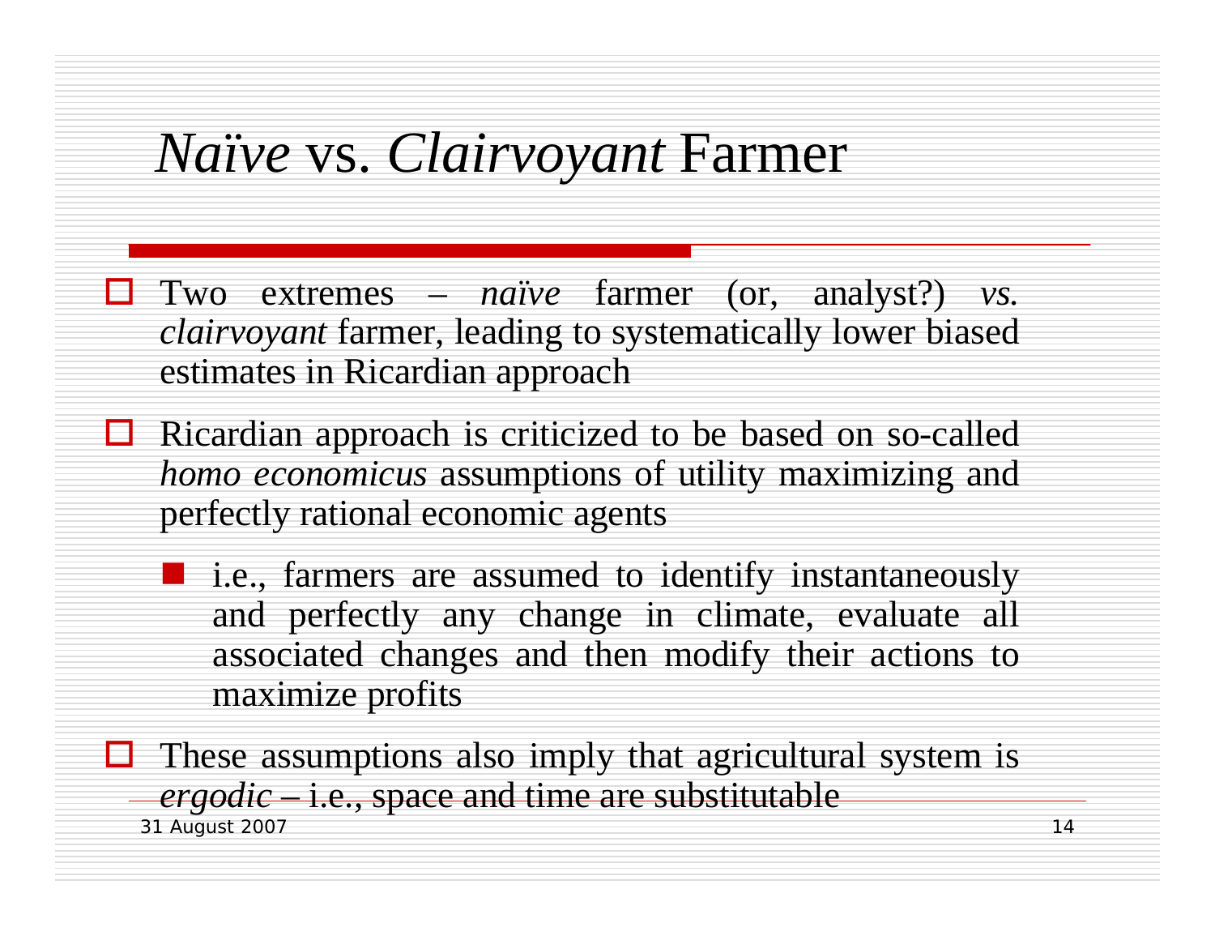# *Naïve* vs. *Clairvoyant* Farmer

- Two extremes – *naïve* farmer (or, analyst?) *vs. clairvoyant* farmer, leading to systematically lower biased estimates in Ricardian approach
- Ricardian approach is criticized to be based on so-called *homo economicus* assumptions of utility maximizing and perfectly rational economic agents
  - i.e., farmers are assumed to identify instantaneously and perfectly any change in climate, evaluate all associated changes and then modify their actions to maximize profits
- These assumptions also imply that agricultural system is *ergodic* – i.e., space and time are substitutable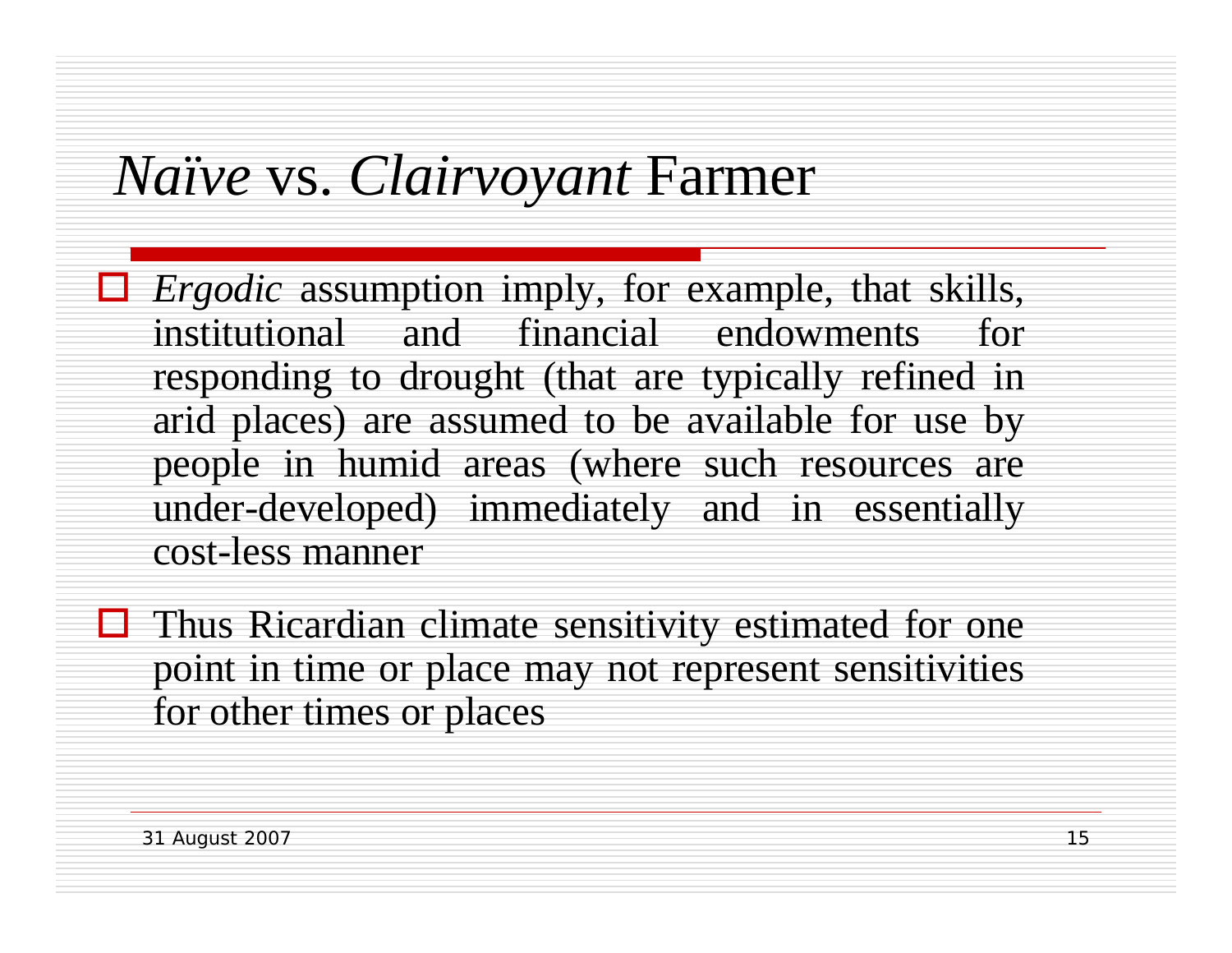# *Naïve* vs. *Clairvoyant* Farmer

- *Ergodic* assumption imply, for example, that skills, institutional and financial endowments for responding to drought (that are typically refined in arid places) are assumed to be available for use by people in humid areas (where such resources are under-developed) immediately and in essentially cost-less manner
- Thus Ricardian climate sensitivity estimated for one point in time or place may not represent sensitivities for other times or places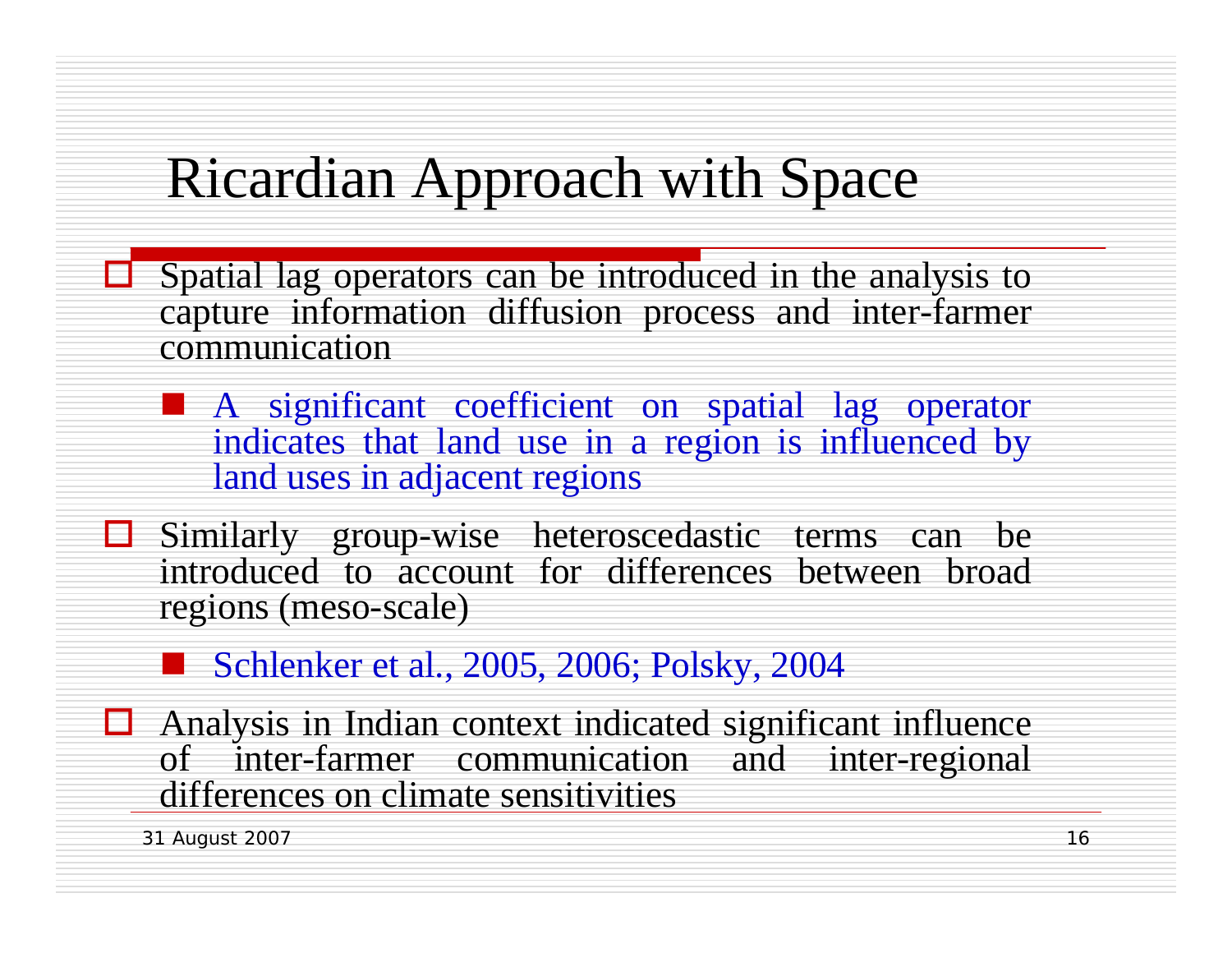# Ricardian Approach with Space

- Spatial lag operators can be introduced in the analysis to capture information diffusion process and inter-farmer communication
  - A significant coefficient on spatial lag operator indicates that land use in a region is influenced by land uses in adjacent regions
- Similarly group-wise heteroscedastic terms can be introduced to account for differences between broad regions (meso-scale)
  - Schlenker et al., 2005, 2006; Polsky, 2004
- Analysis in Indian context indicated significant influence of inter-farmer communication and inter-regional differences on climate sensitivities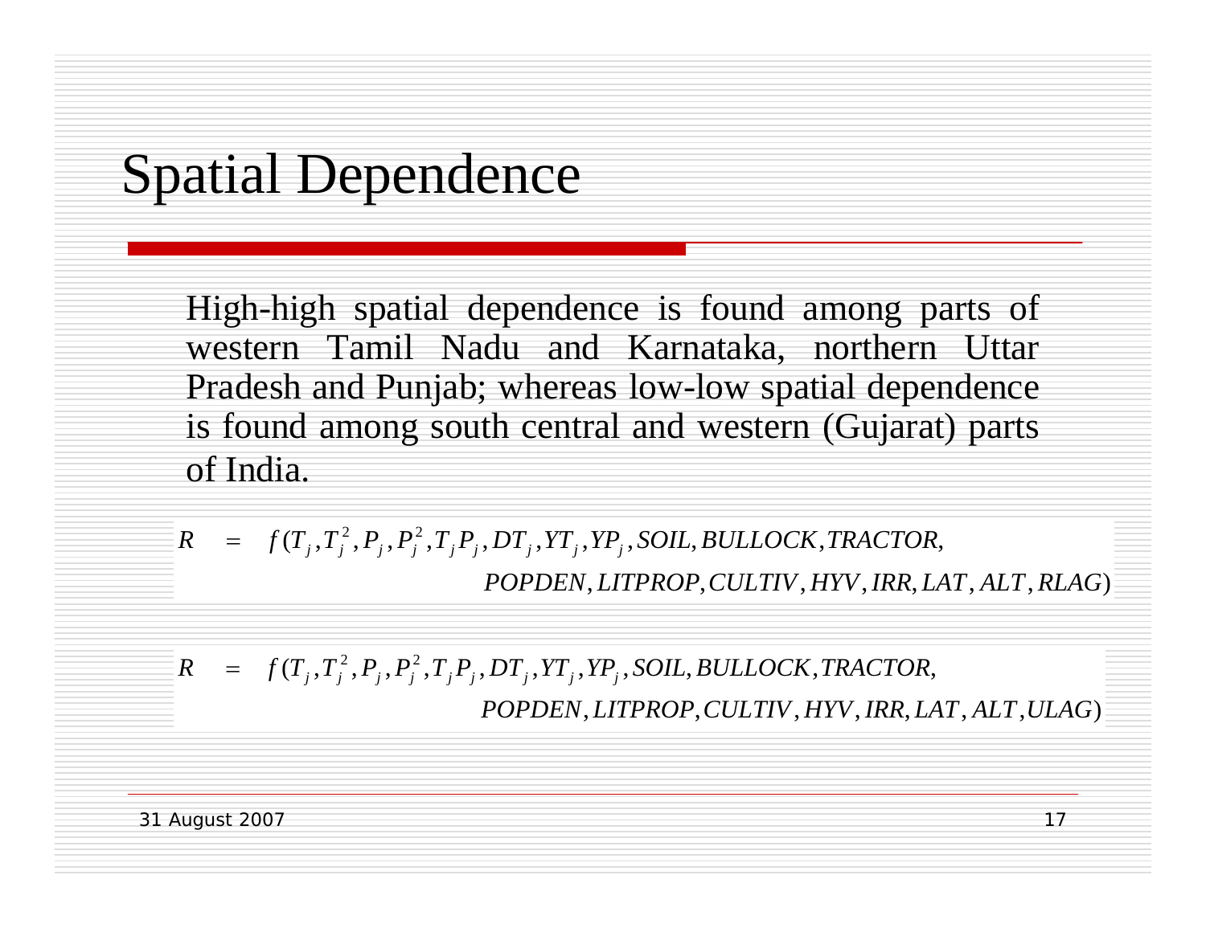# Spatial Dependence

High-high spatial dependence is found among parts of western Tamil Nadu and Karnataka, northern Uttar Pradesh and Punjab; whereas low-low spatial dependence is found among south central and western (Gujarat) parts of India.

$$R = f(T_j, T_j^2, P_j, P_j^2, T_j P_j, DT_j, YT_j, YP_j, SOIL, BULLOCK, TRACTOR, POPDEN, LITPROP, CULTIV, HYV, IRR, LAT, ALT, RLAG)$$

$$R = f(T_j, T_j^2, P_j, P_j^2, T_j P_j, DT_j, YT_j, YP_j, SOIL, BULLOCK, TRACTOR, POPDEN, LITPROP, CULTIV, HYV, IRR, LAT, ALT, ULAG)$$

31 August 2007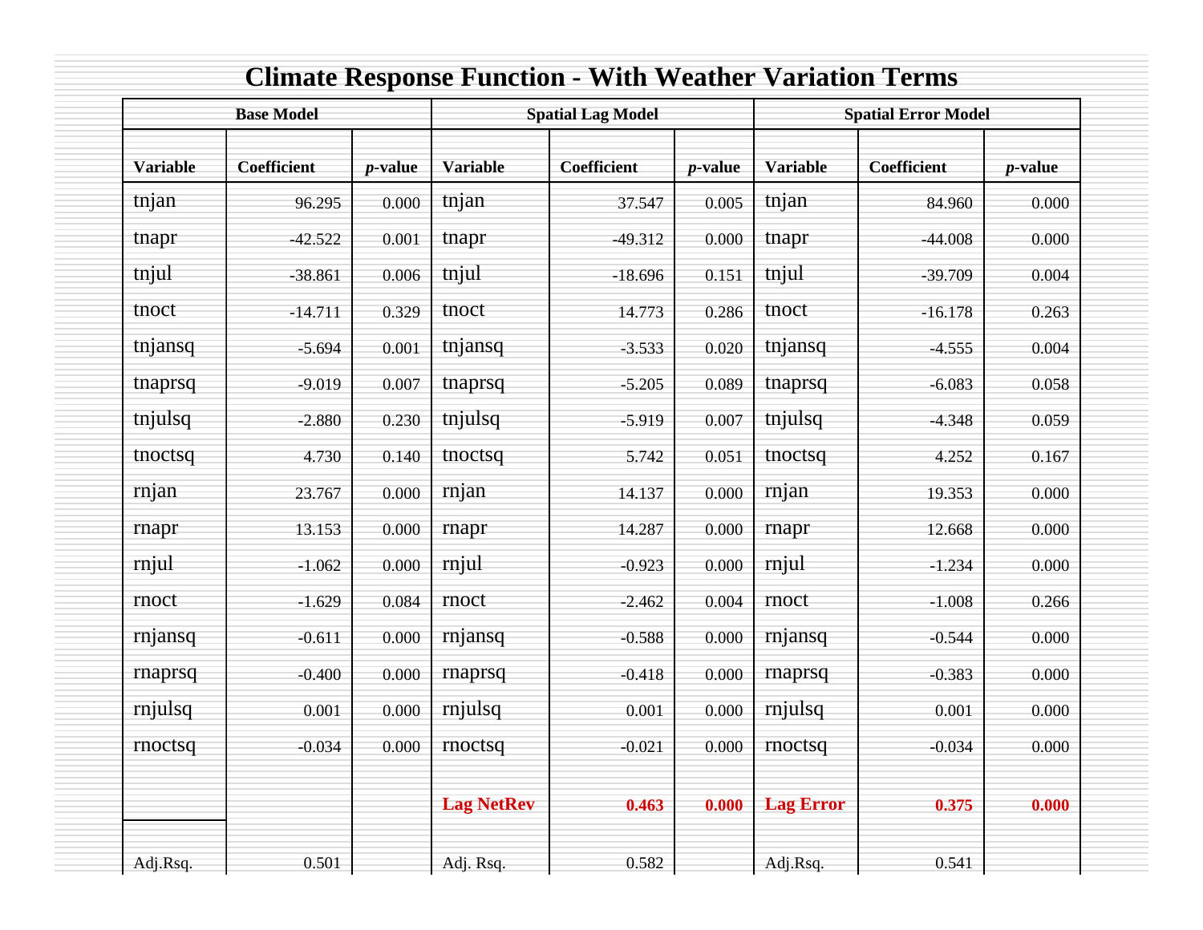# Climate Response Function - With Weather Variation Terms

| **Base Model** | | | **Spatial Lag Model** | | | **Spatial Error Model** | | |
|---|---|---|---|---|---|---|---|---|
| **Variable** | **Coefficient** | ***p*-value** | **Variable** | **Coefficient** | ***p*-value** | **Variable** | **Coefficient** | ***p*-value** |
| tnjan | 96.295 | 0.000 | tnjan | 37.547 | 0.005 | tnjan | 84.960 | 0.000 |
| tnapr | -42.522 | 0.001 | tnapr | -49.312 | 0.000 | tnapr | -44.008 | 0.000 |
| tnjul | -38.861 | 0.006 | tnjul | -18.696 | 0.151 | tnjul | -39.709 | 0.004 |
| tnoct | -14.711 | 0.329 | tnoct | 14.773 | 0.286 | tnoct | -16.178 | 0.263 |
| tnjansq | -5.694 | 0.001 | tnjansq | -3.533 | 0.020 | tnjansq | -4.555 | 0.004 |
| tnaprsq | -9.019 | 0.007 | tnaprsq | -5.205 | 0.089 | tnaprsq | -6.083 | 0.058 |
| tnjulsq | -2.880 | 0.230 | tnjulsq | -5.919 | 0.007 | tnjulsq | -4.348 | 0.059 |
| tnoctsq | 4.730 | 0.140 | tnoctsq | 5.742 | 0.051 | tnoctsq | 4.252 | 0.167 |
| rnjan | 23.767 | 0.000 | rnjan | 14.137 | 0.000 | rnjan | 19.353 | 0.000 |
| rnapr | 13.153 | 0.000 | rnapr | 14.287 | 0.000 | rnapr | 12.668 | 0.000 |
| rnjul | -1.062 | 0.000 | rnjul | -0.923 | 0.000 | rnjul | -1.234 | 0.000 |
| rnoct | -1.629 | 0.084 | rnoct | -2.462 | 0.004 | rnoct | -1.008 | 0.266 |
| rnjansq | -0.611 | 0.000 | rnjansq | -0.588 | 0.000 | rnjansq | -0.544 | 0.000 |
| rnaprsq | -0.400 | 0.000 | rnaprsq | -0.418 | 0.000 | rnaprsq | -0.383 | 0.000 |
| rnjulsq | 0.001 | 0.000 | rnjulsq | 0.001 | 0.000 | rnjulsq | 0.001 | 0.000 |
| rnoctsq | -0.034 | 0.000 | rnoctsq | -0.021 | 0.000 | rnoctsq | -0.034 | 0.000 |
| | | | **Lag NetRev** | **0.463** | **0.000** | **Lag Error** | **0.375** | **0.000** |
| Adj.Rsq. | 0.501 | | Adj. Rsq. | 0.582 | | Adj.Rsq. | 0.541 | |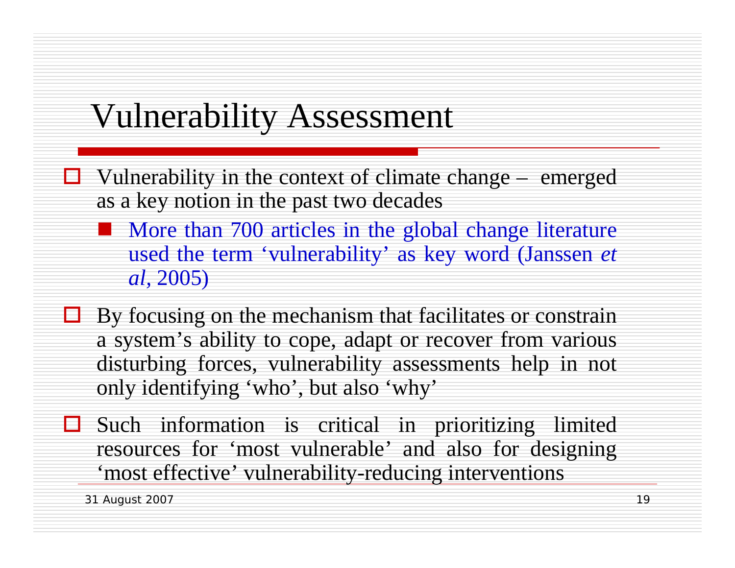# Vulnerability Assessment

- Vulnerability in the context of climate change – emerged as a key notion in the past two decades
  - More than 700 articles in the global change literature used the term 'vulnerability' as key word (Janssen *et al*, 2005)
- By focusing on the mechanism that facilitates or constrain a system's ability to cope, adapt or recover from various disturbing forces, vulnerability assessments help in not only identifying 'who', but also 'why'
- Such information is critical in prioritizing limited resources for 'most vulnerable' and also for designing 'most effective' vulnerability-reducing interventions

31 August 2007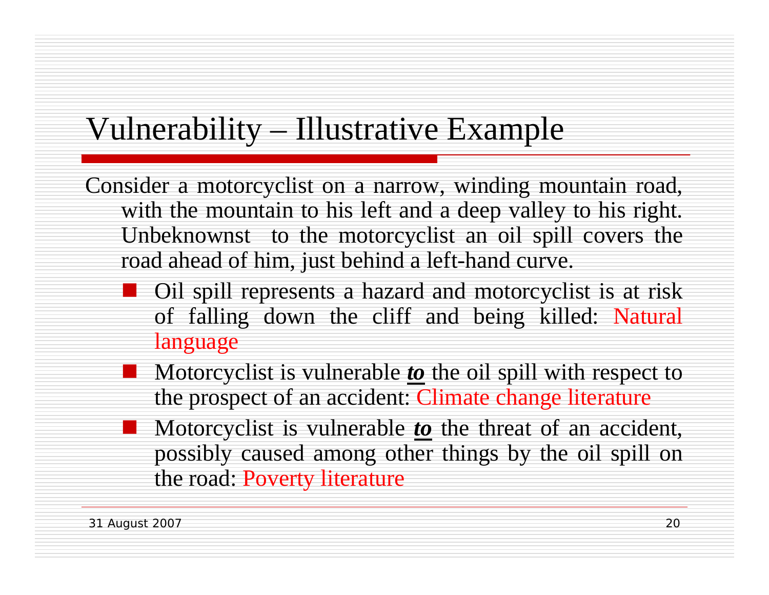# Vulnerability – Illustrative Example

Consider a motorcyclist on a narrow, winding mountain road, with the mountain to his left and a deep valley to his right. Unbeknownst to the motorcyclist an oil spill covers the road ahead of him, just behind a left-hand curve.

- Oil spill represents a hazard and motorcyclist is at risk of falling down the cliff and being killed: Natural language
- Motorcyclist is vulnerable ***to*** the oil spill with respect to the prospect of an accident: Climate change literature
- Motorcyclist is vulnerable ***to*** the threat of an accident, possibly caused among other things by the oil spill on the road: Poverty literature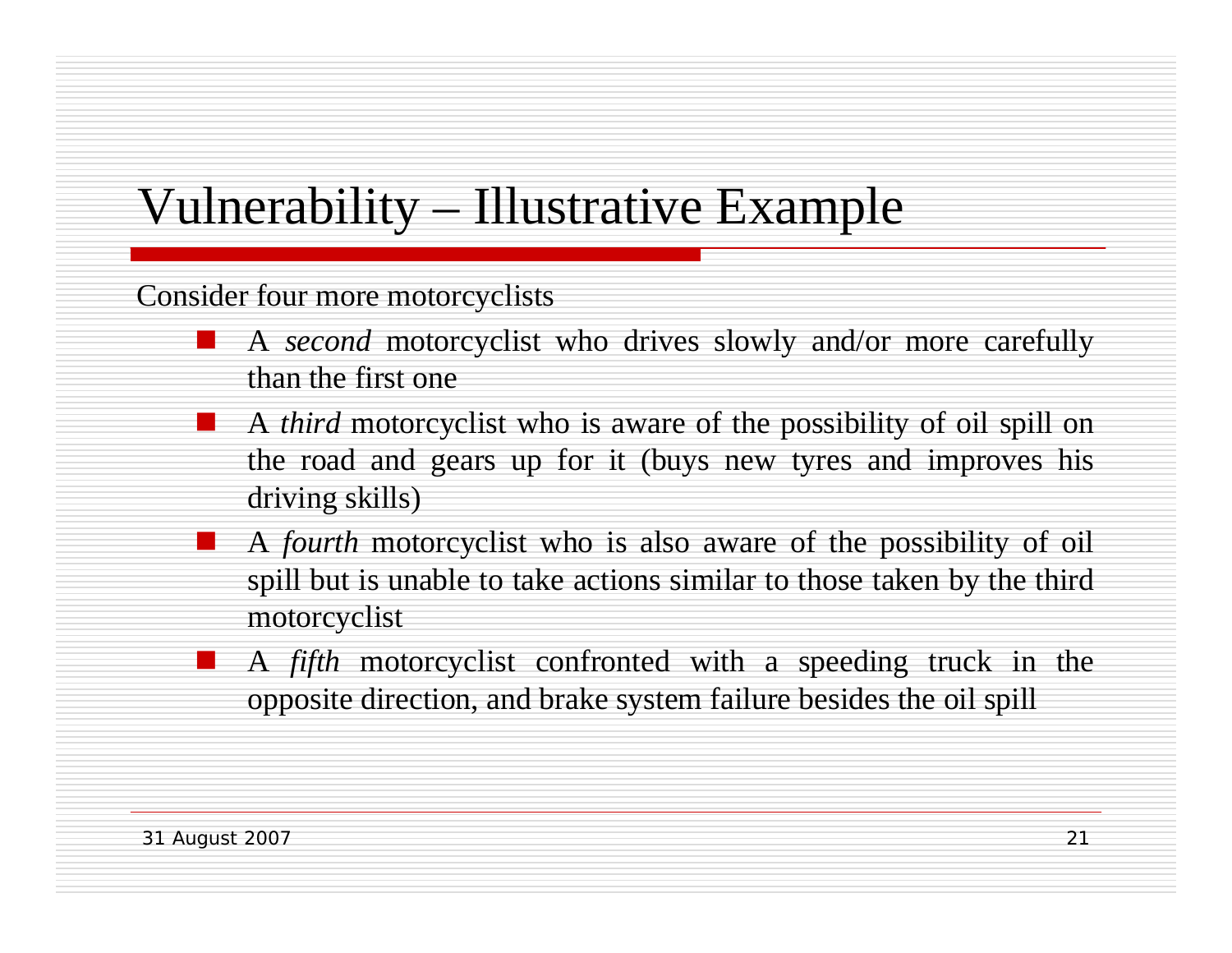# Vulnerability – Illustrative Example

Consider four more motorcyclists

- A *second* motorcyclist who drives slowly and/or more carefully than the first one
- A *third* motorcyclist who is aware of the possibility of oil spill on the road and gears up for it (buys new tyres and improves his driving skills)
- A *fourth* motorcyclist who is also aware of the possibility of oil spill but is unable to take actions similar to those taken by the third motorcyclist
- A *fifth* motorcyclist confronted with a speeding truck in the opposite direction, and brake system failure besides the oil spill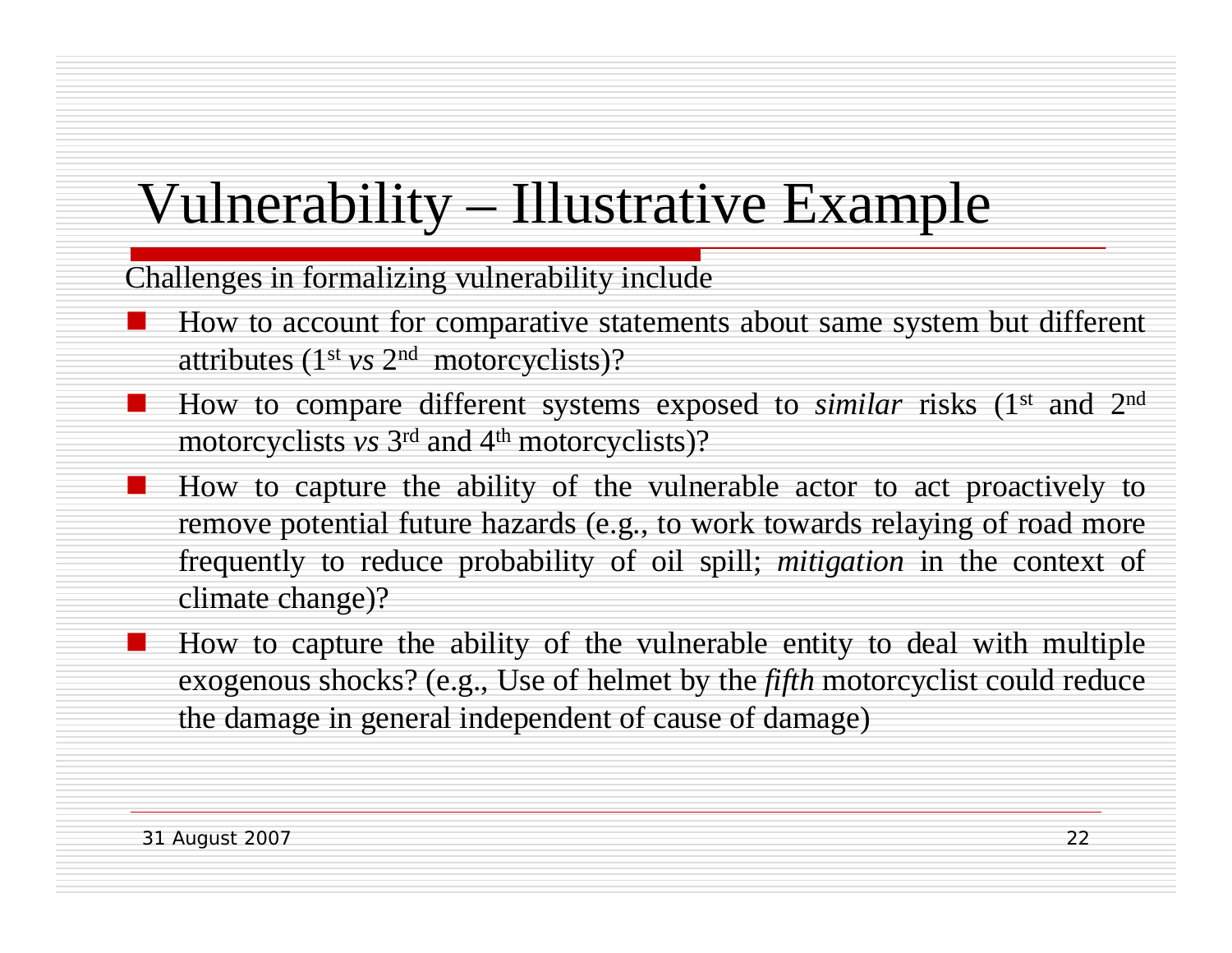# Vulnerability – Illustrative Example

Challenges in formalizing vulnerability include

- How to account for comparative statements about same system but different attributes (1st *vs* 2nd motorcyclists)?
- How to compare different systems exposed to *similar* risks (1st and 2nd motorcyclists *vs* 3rd and 4th motorcyclists)?
- How to capture the ability of the vulnerable actor to act proactively to remove potential future hazards (e.g., to work towards relaying of road more frequently to reduce probability of oil spill; *mitigation* in the context of climate change)?
- How to capture the ability of the vulnerable entity to deal with multiple exogenous shocks? (e.g., Use of helmet by the *fifth* motorcyclist could reduce the damage in general independent of cause of damage)

31 August 2007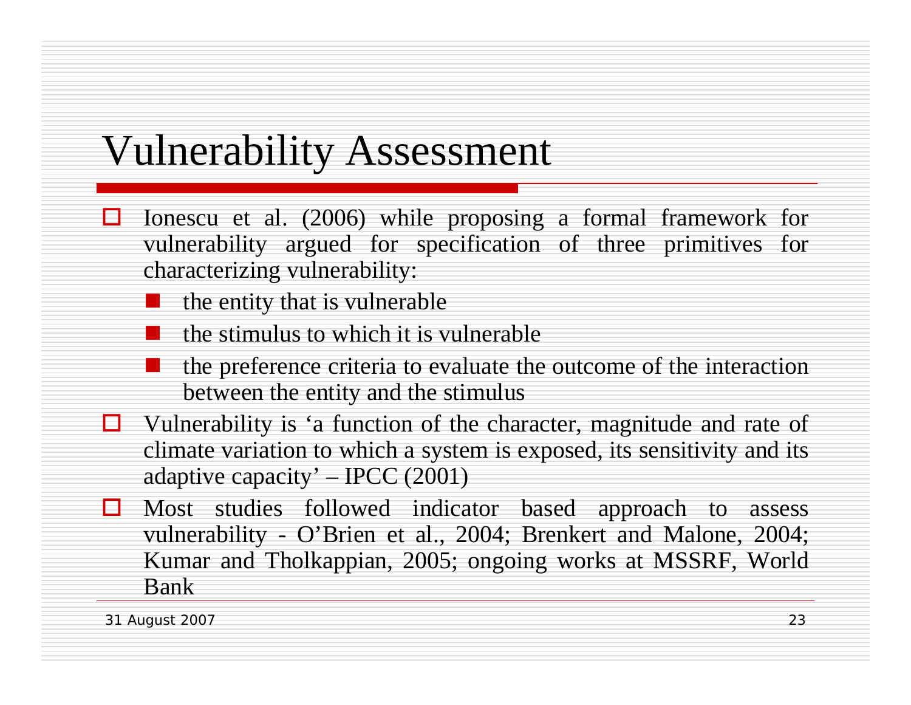# Vulnerability Assessment

- Ionescu et al. (2006) while proposing a formal framework for vulnerability argued for specification of three primitives for characterizing vulnerability:
  - the entity that is vulnerable
  - the stimulus to which it is vulnerable
  - the preference criteria to evaluate the outcome of the interaction between the entity and the stimulus
- Vulnerability is 'a function of the character, magnitude and rate of climate variation to which a system is exposed, its sensitivity and its adaptive capacity' – IPCC (2001)
- Most studies followed indicator based approach to assess vulnerability - O'Brien et al., 2004; Brenkert and Malone, 2004; Kumar and Tholkappian, 2005; ongoing works at MSSRF, World Bank

31 August 2007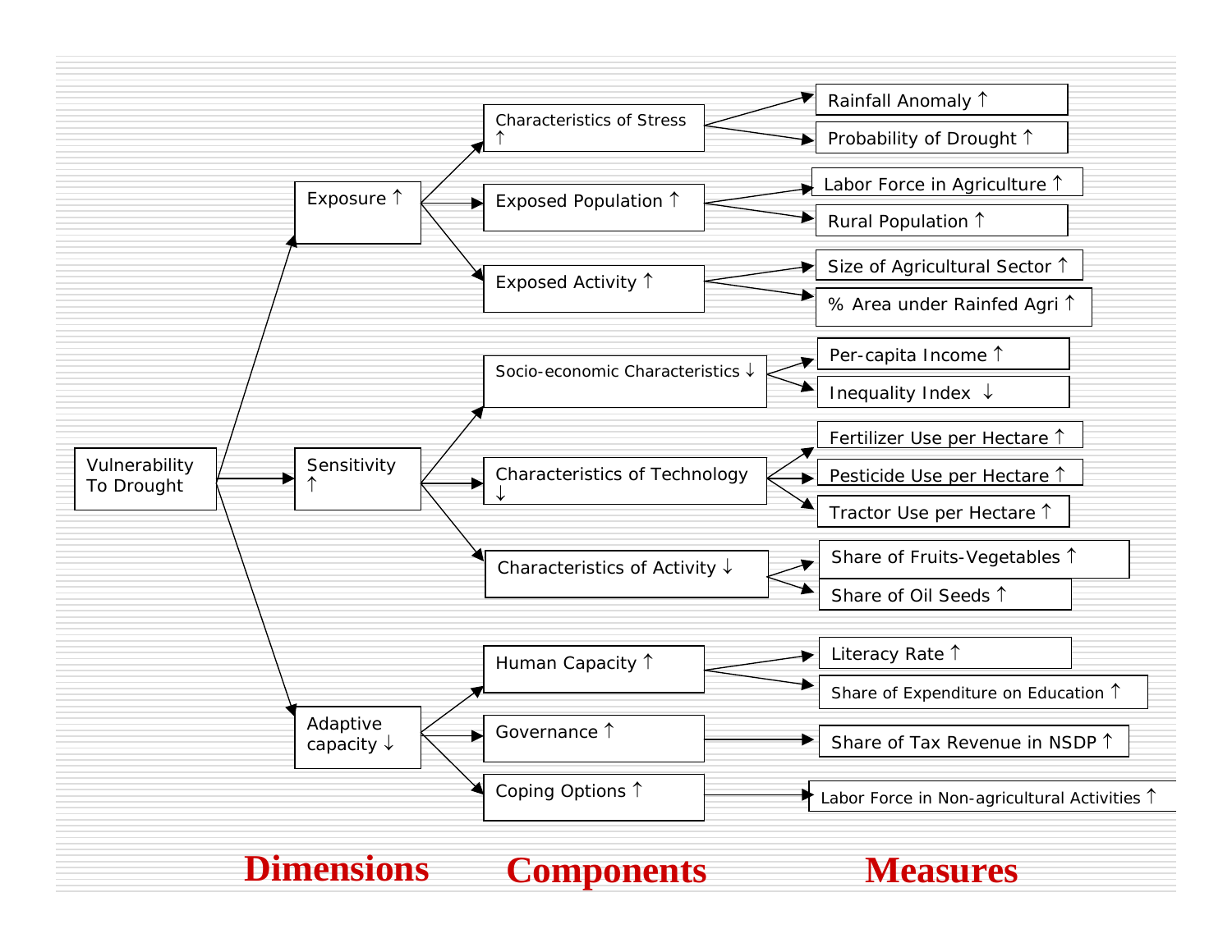Vulnerability To Drought

| Dimensions | Components | Measures |
| --- | --- | --- |
| Exposure ↑ | Characteristics of Stress ↑ | Rainfall Anomaly ↑ |
| | | Probability of Drought ↑ |
| | Exposed Population ↑ | Labor Force in Agriculture ↑ |
| | | Rural Population ↑ |
| | Exposed Activity ↑ | Size of Agricultural Sector ↑ |
| | | % Area under Rainfed Agri ↑ |
| Sensitivity ↑ | Socio-economic Characteristics ↓ | Per-capita Income ↑ |
| | | Inequality Index ↓ |
| | Characteristics of Technology ↓ | Fertilizer Use per Hectare ↑ |
| | | Pesticide Use per Hectare ↑ |
| | | Tractor Use per Hectare ↑ |
| | Characteristics of Activity ↓ | Share of Fruits-Vegetables ↑ |
| | | Share of Oil Seeds ↑ |
| Adaptive capacity ↓ | Human Capacity ↑ | Literacy Rate ↑ |
| | | Share of Expenditure on Education ↑ |
| | Governance ↑ | Share of Tax Revenue in NSDP ↑ |
| | Coping Options ↑ | Labor Force in Non-agricultural Activities ↑ |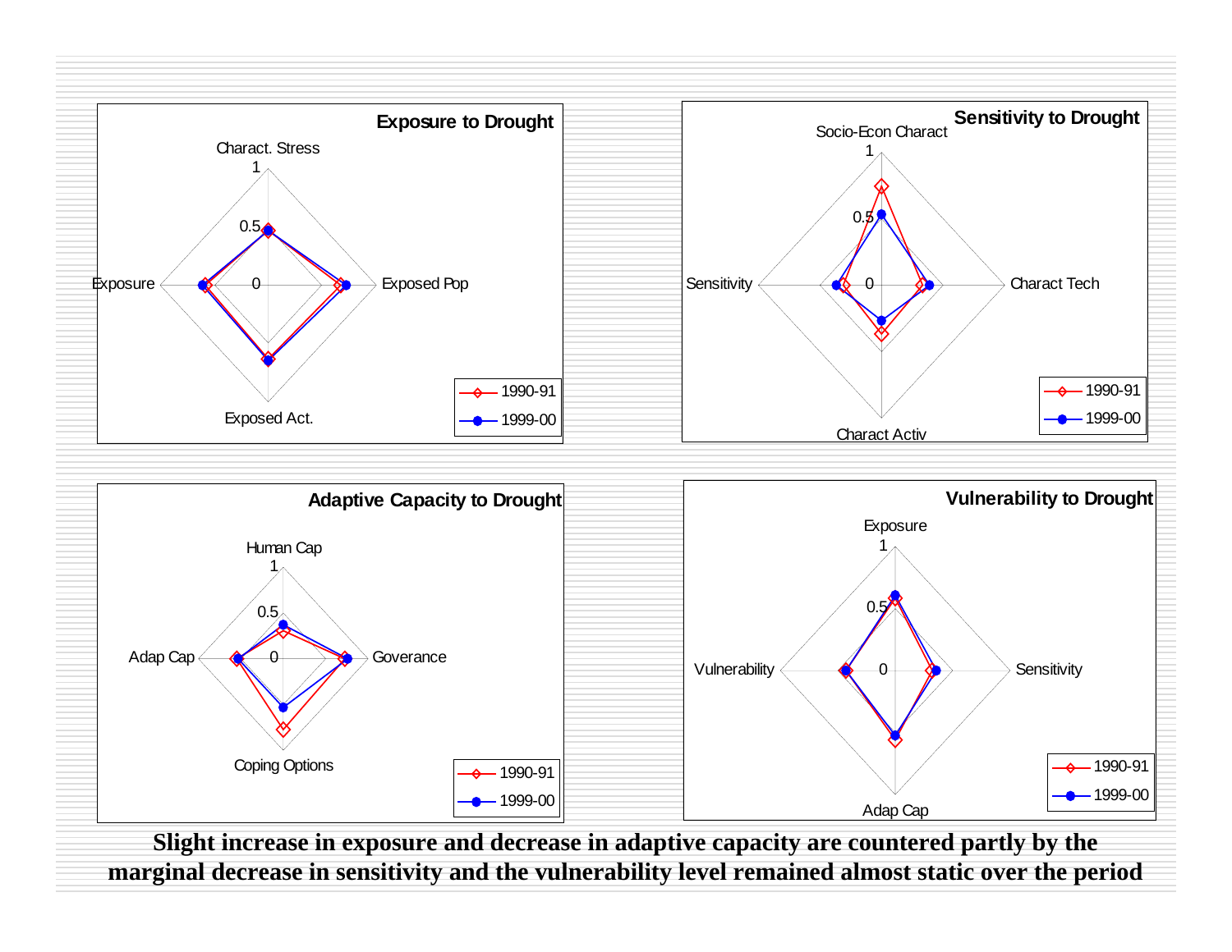**Exposure to Drought**

Charact. Stress, Exposed Pop, Exposed Act., Exposure

1990-91 | 1999-00

**Sensitivity to Drought**

Socio-Econ Charact, Charact Tech, Charact Activ, Sensitivity

1990-91 | 1999-00

**Adaptive Capacity to Drought**

Human Cap, Goverance, Coping Options, Adap Cap

1990-91 | 1999-00

**Vulnerability to Drought**

Exposure, Sensitivity, Adap Cap, Vulnerability

1990-91 | 1999-00

**Slight increase in exposure and decrease in adaptive capacity are countered partly by the marginal decrease in sensitivity and the vulnerability level remained almost static over the period**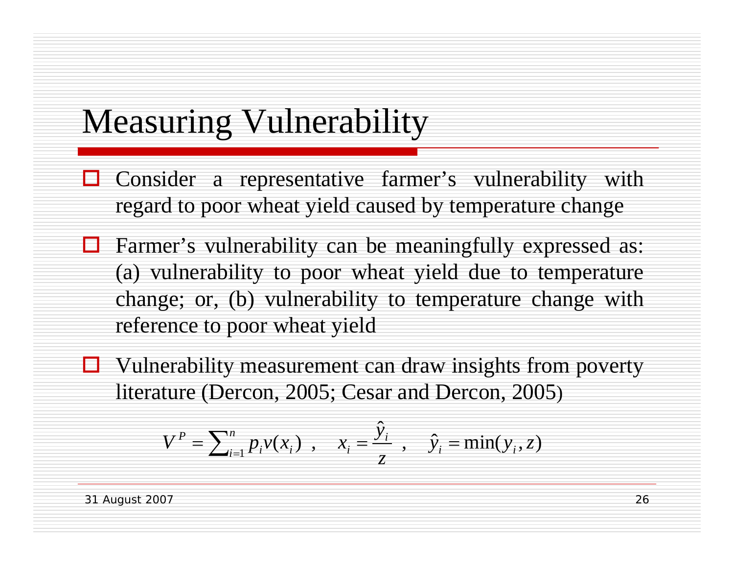# Measuring Vulnerability

- Consider a representative farmer's vulnerability with regard to poor wheat yield caused by temperature change
- Farmer's vulnerability can be meaningfully expressed as: (a) vulnerability to poor wheat yield due to temperature change; or, (b) vulnerability to temperature change with reference to poor wheat yield
- Vulnerability measurement can draw insights from poverty literature (Dercon, 2005; Cesar and Dercon, 2005)

$$V^P = \sum_{i=1}^{n} p_i v(x_i) \ , \quad x_i = \frac{\hat{y}_i}{z} \ , \quad \hat{y}_i = \min(y_i, z)$$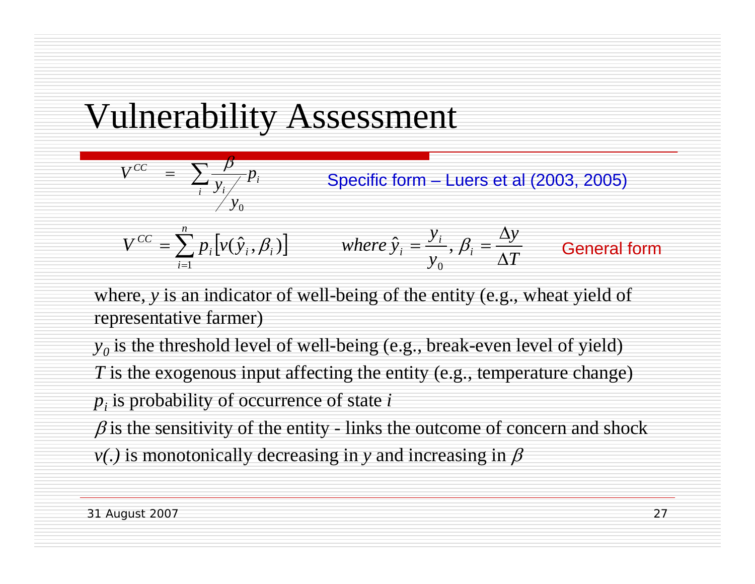# Vulnerability Assessment

$$V^{CC} = \sum_i \frac{\beta}{y_i / y_0} p_i$$

Specific form – Luers et al (2003, 2005)

$$V^{CC} = \sum_{i=1}^{n} p_i \left[ v(\hat{y}_i, \beta_i) \right] \qquad where\ \hat{y}_i = \frac{y_i}{y_0},\ \beta_i = \frac{\Delta y}{\Delta T}$$

General form

where, $y$ is an indicator of well-being of the entity (e.g., wheat yield of representative farmer)

$y_0$ is the threshold level of well-being (e.g., break-even level of yield)

$T$ is the exogenous input affecting the entity (e.g., temperature change)

$p_i$ is probability of occurrence of state $i$

$\beta$ is the sensitivity of the entity - links the outcome of concern and shock

$v(.)$ is monotonically decreasing in $y$ and increasing in $\beta$

31 August 2007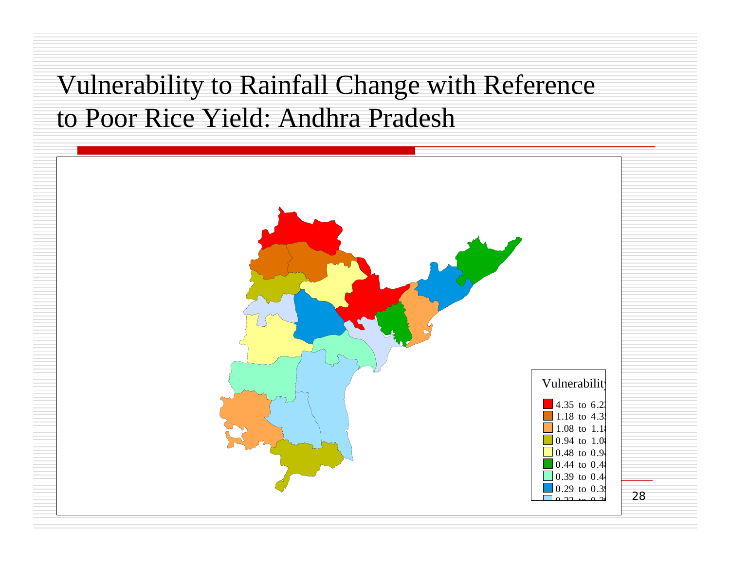# Vulnerability to Rainfall Change with Reference to Poor Rice Yield: Andhra Pradesh

Vulnerability

- 4.35 to 6.2
- 1.18 to 4.35
- 1.08 to 1.18
- 0.94 to 1.08
- 0.48 to 0.94
- 0.44 to 0.48
- 0.39 to 0.44
- 0.29 to 0.39
- 0.23 to 0.29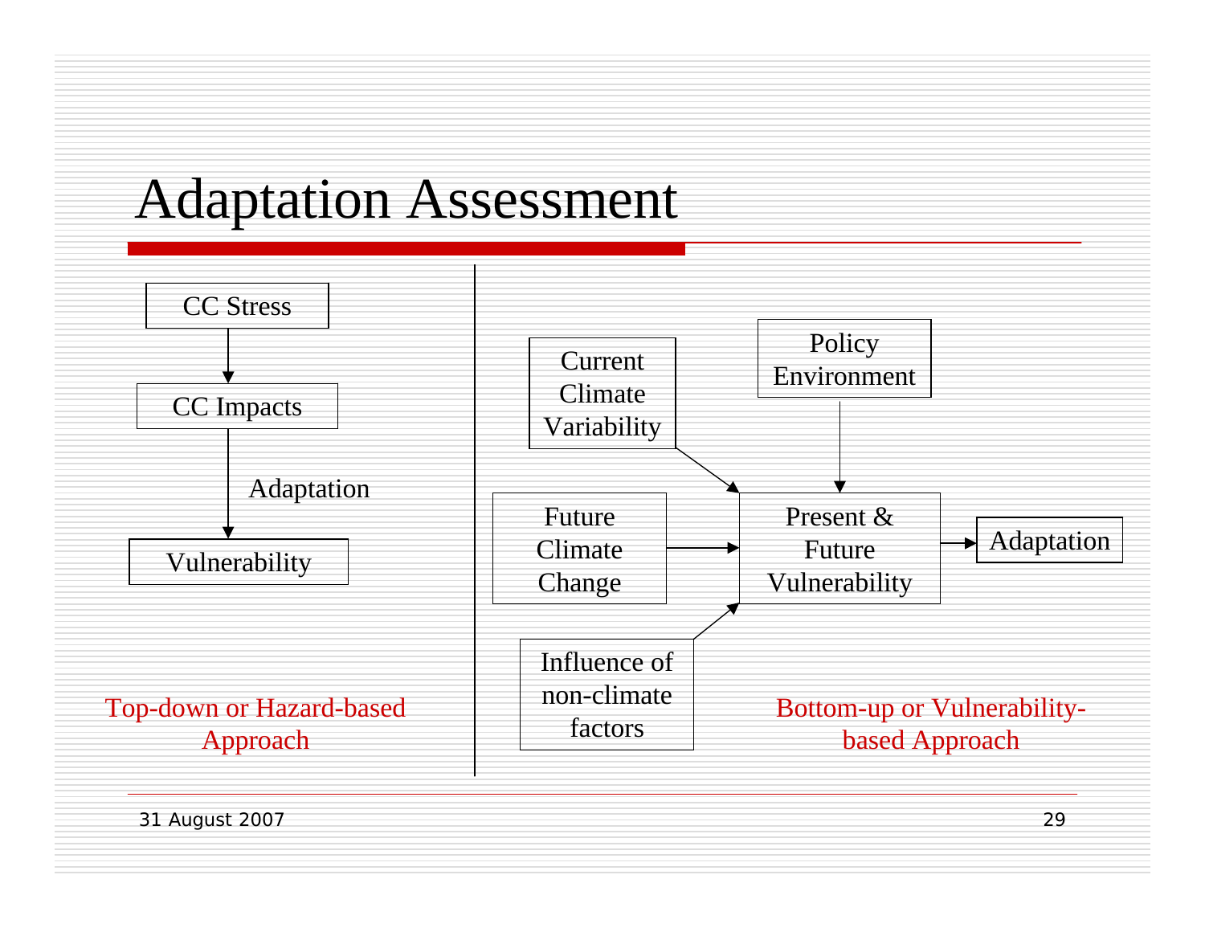# Adaptation Assessment

CC Stress

↓

CC Impacts

↓ Adaptation

Vulnerability

Top-down or Hazard-based Approach

Current Climate Variability → Present & Future Vulnerability

Future Climate Change → Present & Future Vulnerability

Influence of non-climate factors → Present & Future Vulnerability

Policy Environment → Present & Future Vulnerability

Present & Future Vulnerability → Adaptation

Bottom-up or Vulnerability-based Approach

31 August 2007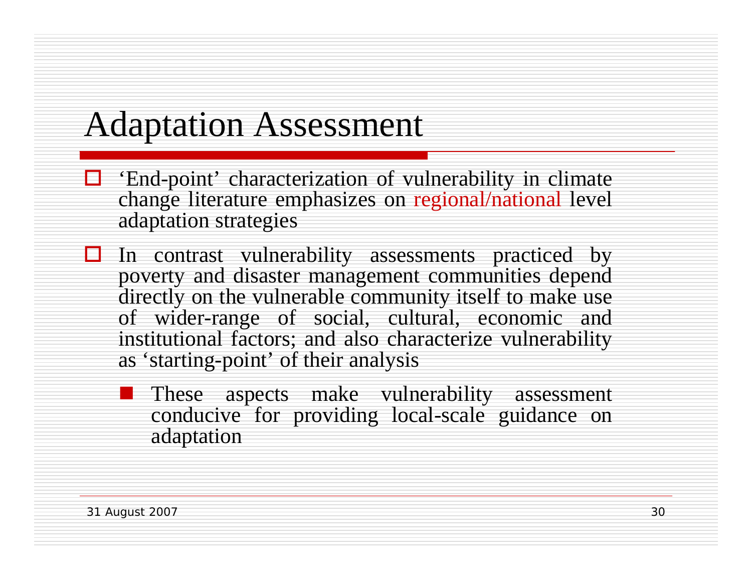# Adaptation Assessment

- 'End-point' characterization of vulnerability in climate change literature emphasizes on regional/national level adaptation strategies
- In contrast vulnerability assessments practiced by poverty and disaster management communities depend directly on the vulnerable community itself to make use of wider-range of social, cultural, economic and institutional factors; and also characterize vulnerability as 'starting-point' of their analysis
  - These aspects make vulnerability assessment conducive for providing local-scale guidance on adaptation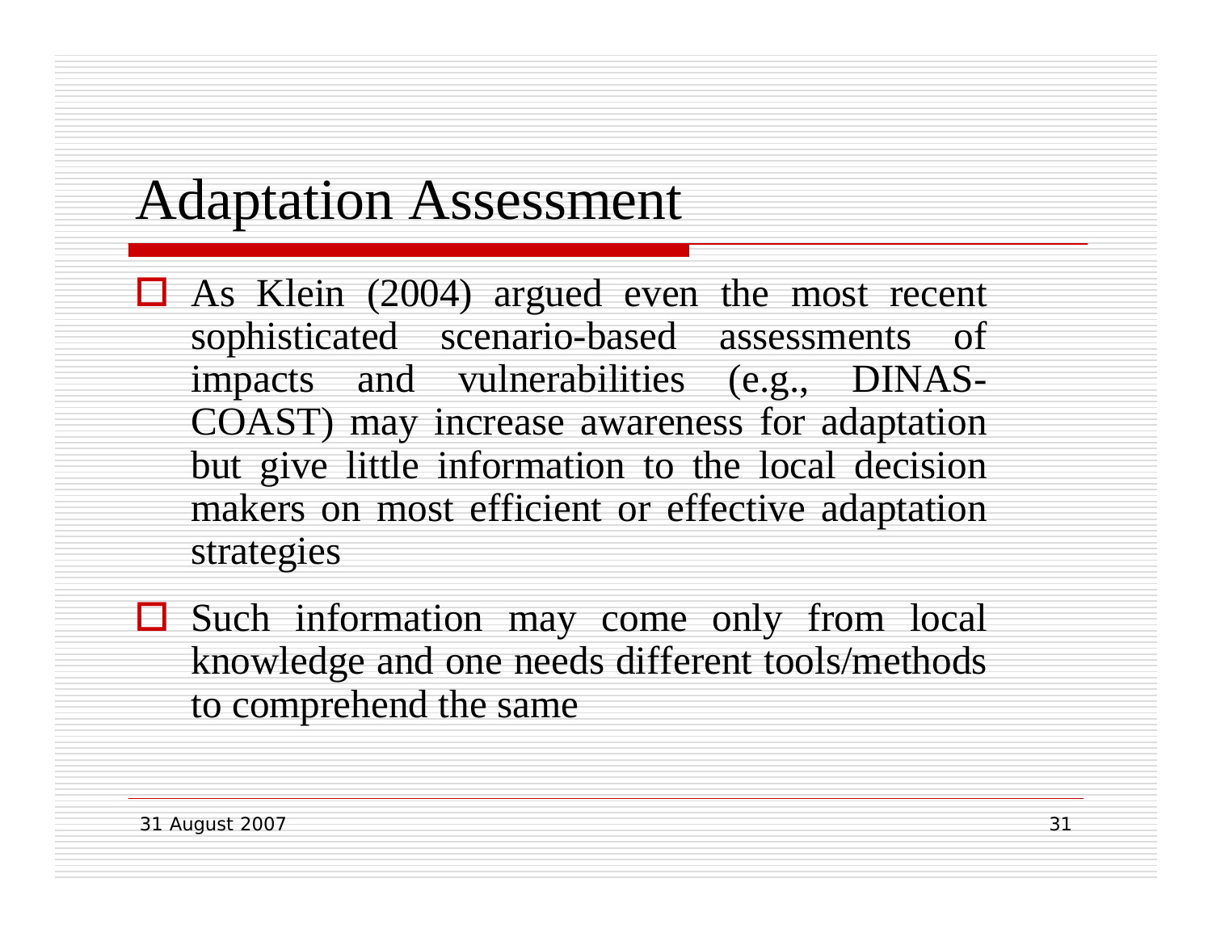# Adaptation Assessment

- As Klein (2004) argued even the most recent sophisticated scenario-based assessments of impacts and vulnerabilities (e.g., DINAS-COAST) may increase awareness for adaptation but give little information to the local decision makers on most efficient or effective adaptation strategies
- Such information may come only from local knowledge and one needs different tools/methods to comprehend the same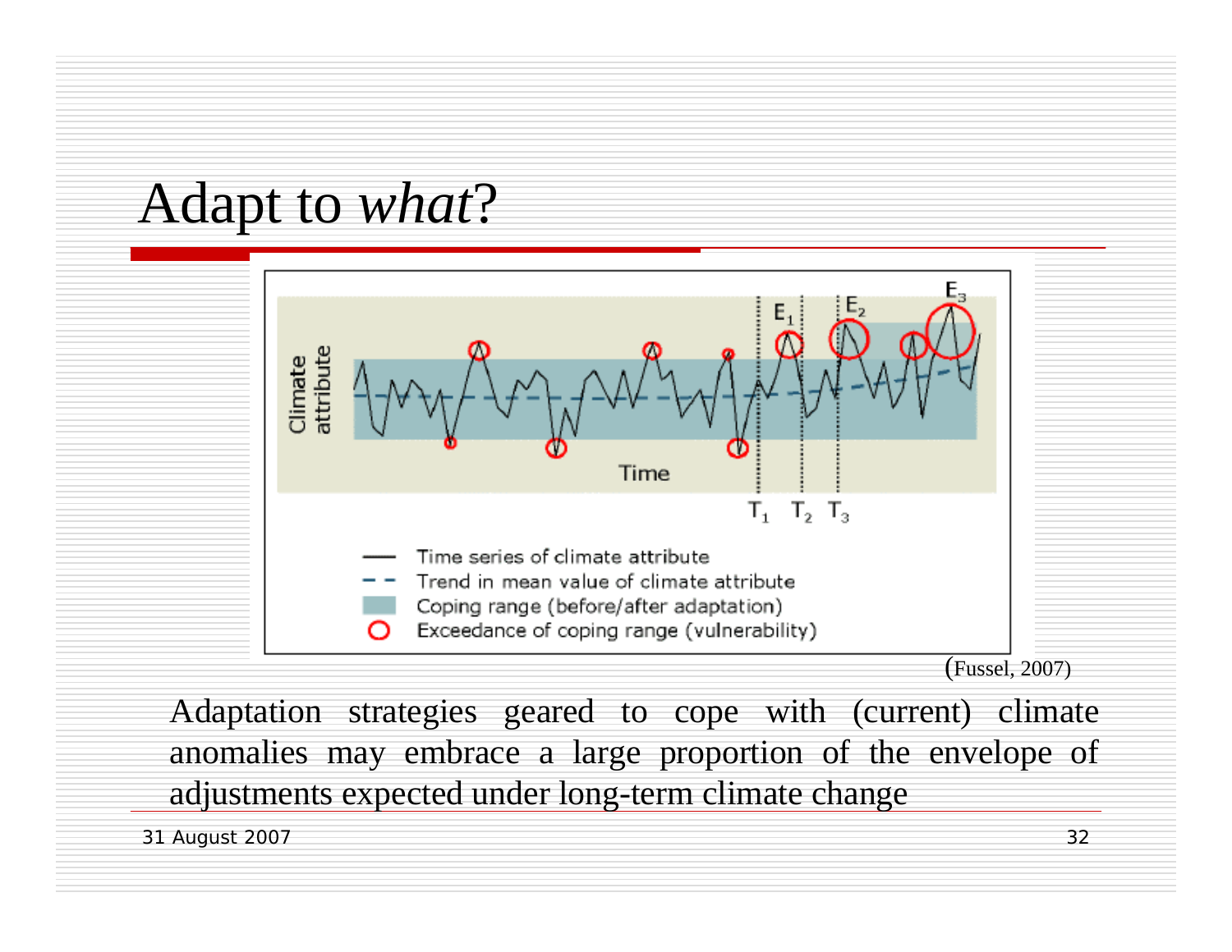# Adapt to *what*?

Time series of climate attribute

Trend in mean value of climate attribute

Coping range (before/after adaptation)

Exceedance of coping range (vulnerability)

(Fussel, 2007)

Adaptation strategies geared to cope with (current) climate anomalies may embrace a large proportion of the envelope of adjustments expected under long-term climate change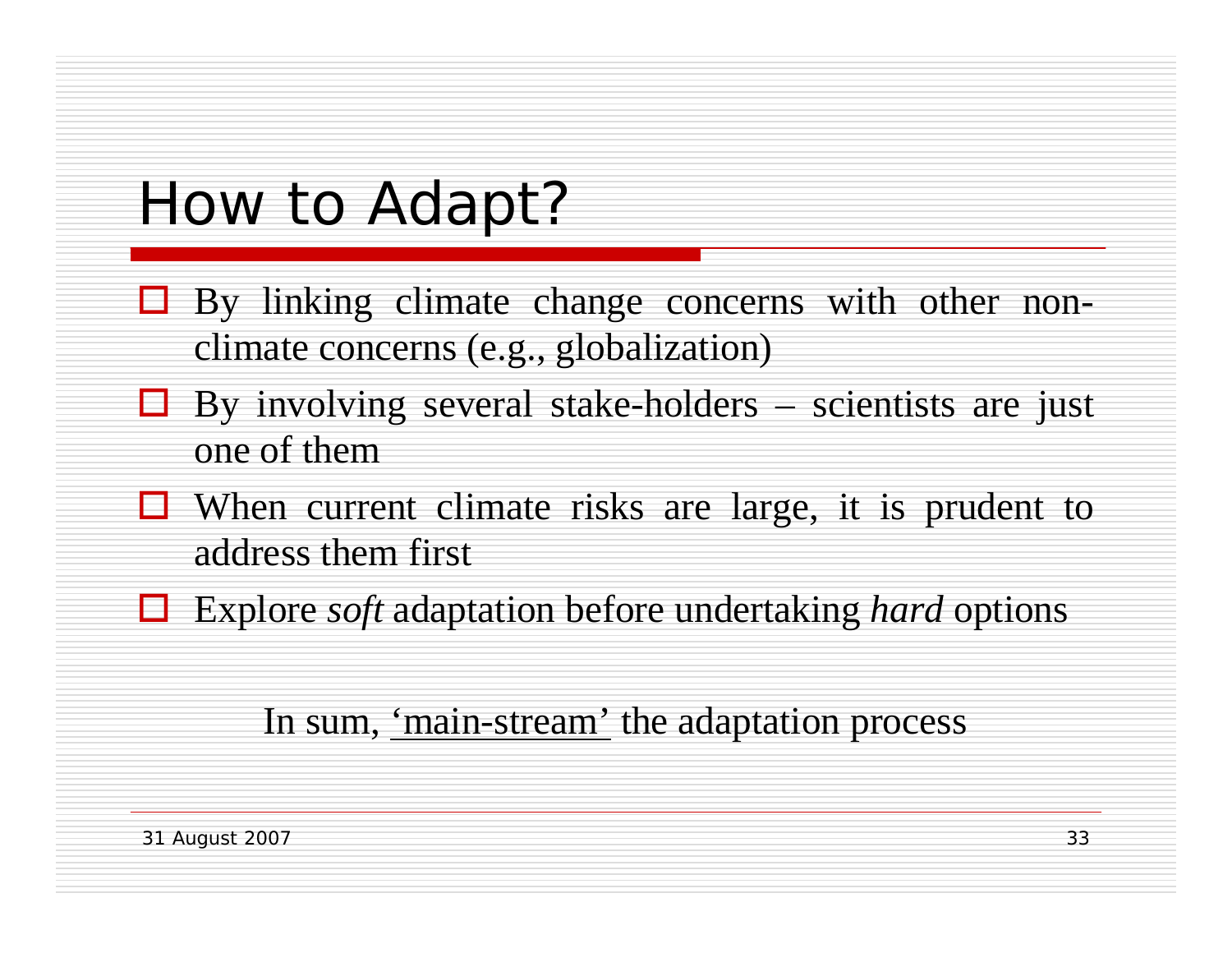# How to Adapt?

- By linking climate change concerns with other non-climate concerns (e.g., globalization)
- By involving several stake-holders – scientists are just one of them
- When current climate risks are large, it is prudent to address them first
- Explore *soft* adaptation before undertaking *hard* options

In sum, <u>'main-stream'</u> the adaptation process

31 August 2007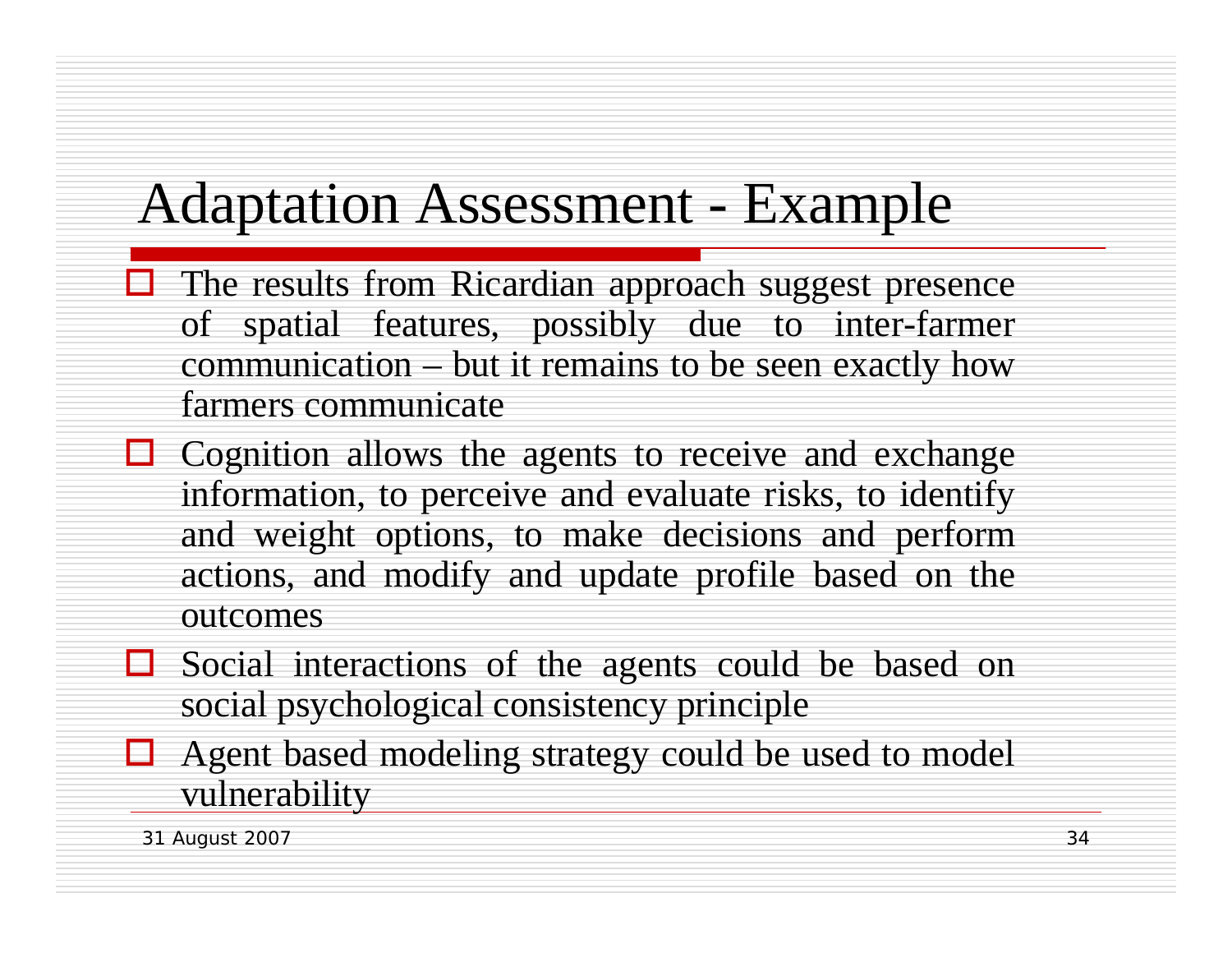# Adaptation Assessment - Example

- The results from Ricardian approach suggest presence of spatial features, possibly due to inter-farmer communication – but it remains to be seen exactly how farmers communicate
- Cognition allows the agents to receive and exchange information, to perceive and evaluate risks, to identify and weight options, to make decisions and perform actions, and modify and update profile based on the outcomes
- Social interactions of the agents could be based on social psychological consistency principle
- Agent based modeling strategy could be used to model vulnerability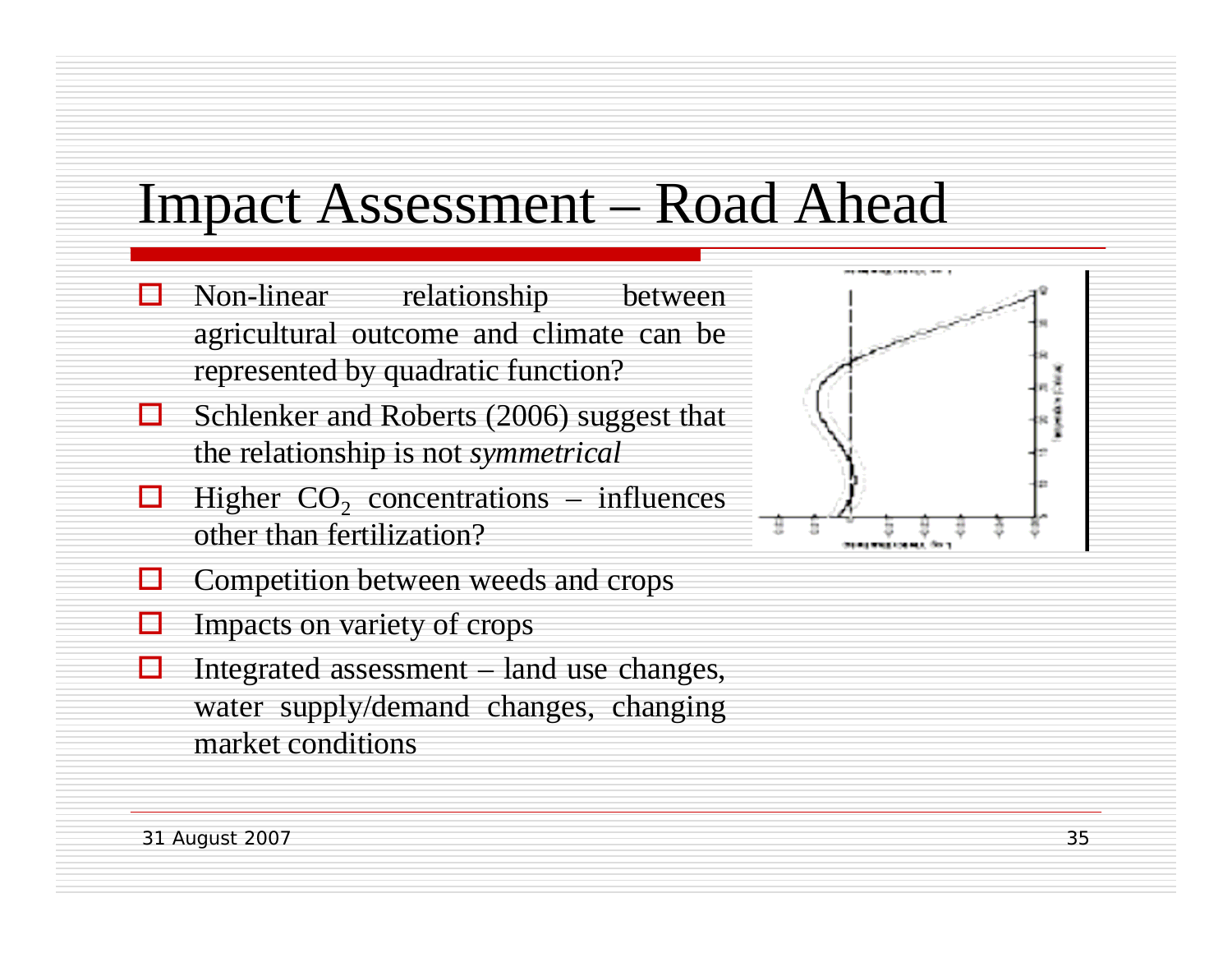# Impact Assessment – Road Ahead

- Non-linear relationship between agricultural outcome and climate can be represented by quadratic function?
- Schlenker and Roberts (2006) suggest that the relationship is not *symmetrical*
- Higher $CO_2$ concentrations – influences other than fertilization?
- Competition between weeds and crops
- Impacts on variety of crops
- Integrated assessment – land use changes, water supply/demand changes, changing market conditions

31 August 2007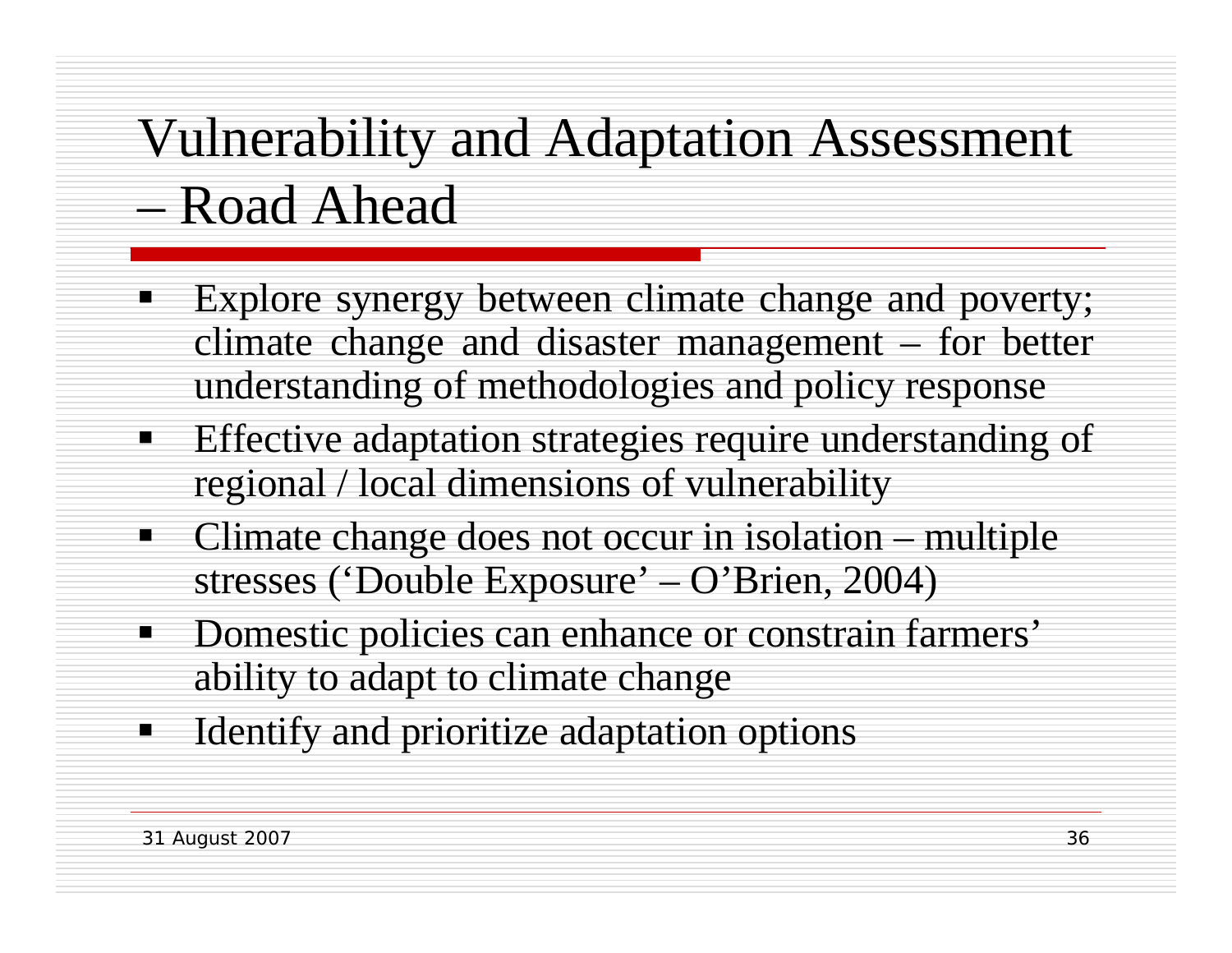# Vulnerability and Adaptation Assessment – Road Ahead

- Explore synergy between climate change and poverty; climate change and disaster management – for better understanding of methodologies and policy response
- Effective adaptation strategies require understanding of regional / local dimensions of vulnerability
- Climate change does not occur in isolation – multiple stresses ('Double Exposure' – O'Brien, 2004)
- Domestic policies can enhance or constrain farmers' ability to adapt to climate change
- Identify and prioritize adaptation options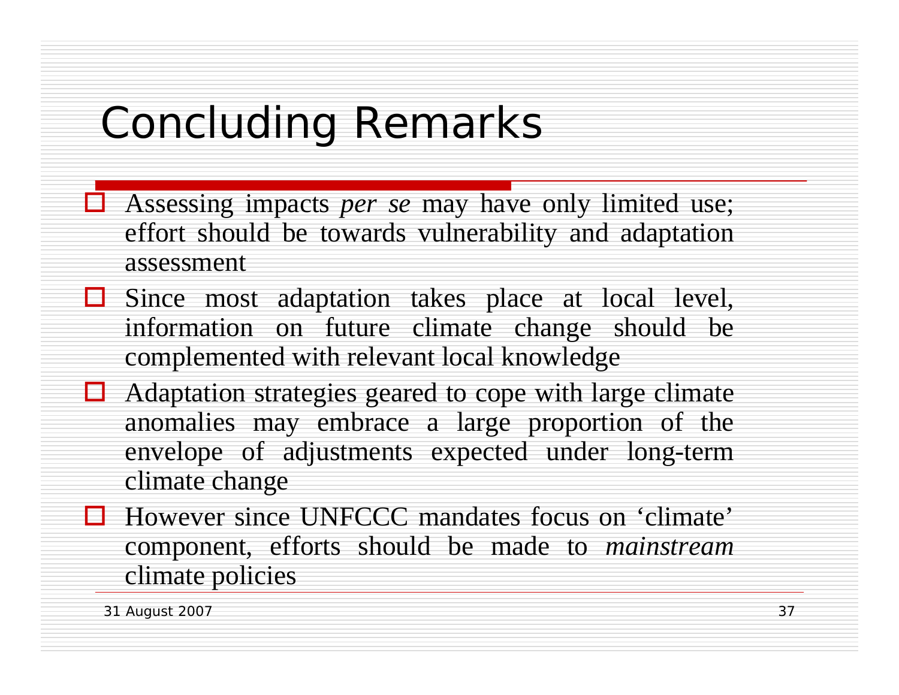# Concluding Remarks

- Assessing impacts *per se* may have only limited use; effort should be towards vulnerability and adaptation assessment
- Since most adaptation takes place at local level, information on future climate change should be complemented with relevant local knowledge
- Adaptation strategies geared to cope with large climate anomalies may embrace a large proportion of the envelope of adjustments expected under long-term climate change
- However since UNFCCC mandates focus on 'climate' component, efforts should be made to *mainstream* climate policies

31 August 2007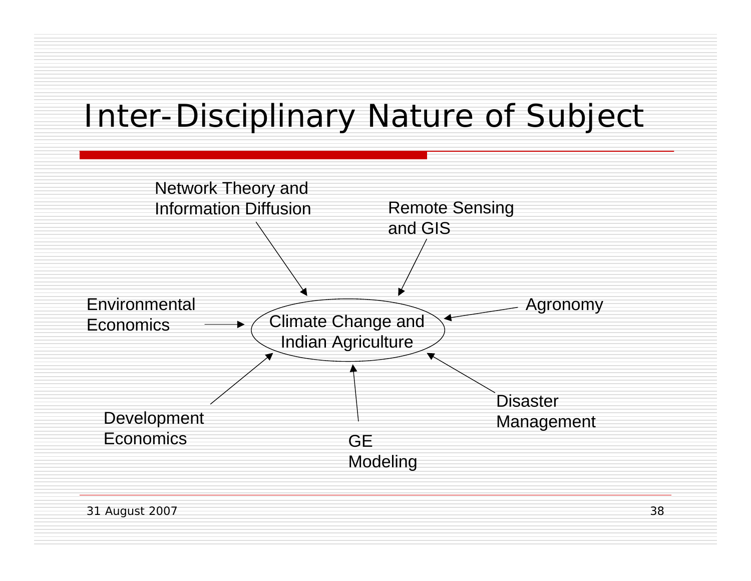# Inter-Disciplinary Nature of Subject

Climate Change and Indian Agriculture

- Network Theory and Information Diffusion
- Remote Sensing and GIS
- Environmental Economics
- Agronomy
- Development Economics
- GE Modeling
- Disaster Management

31 August 2007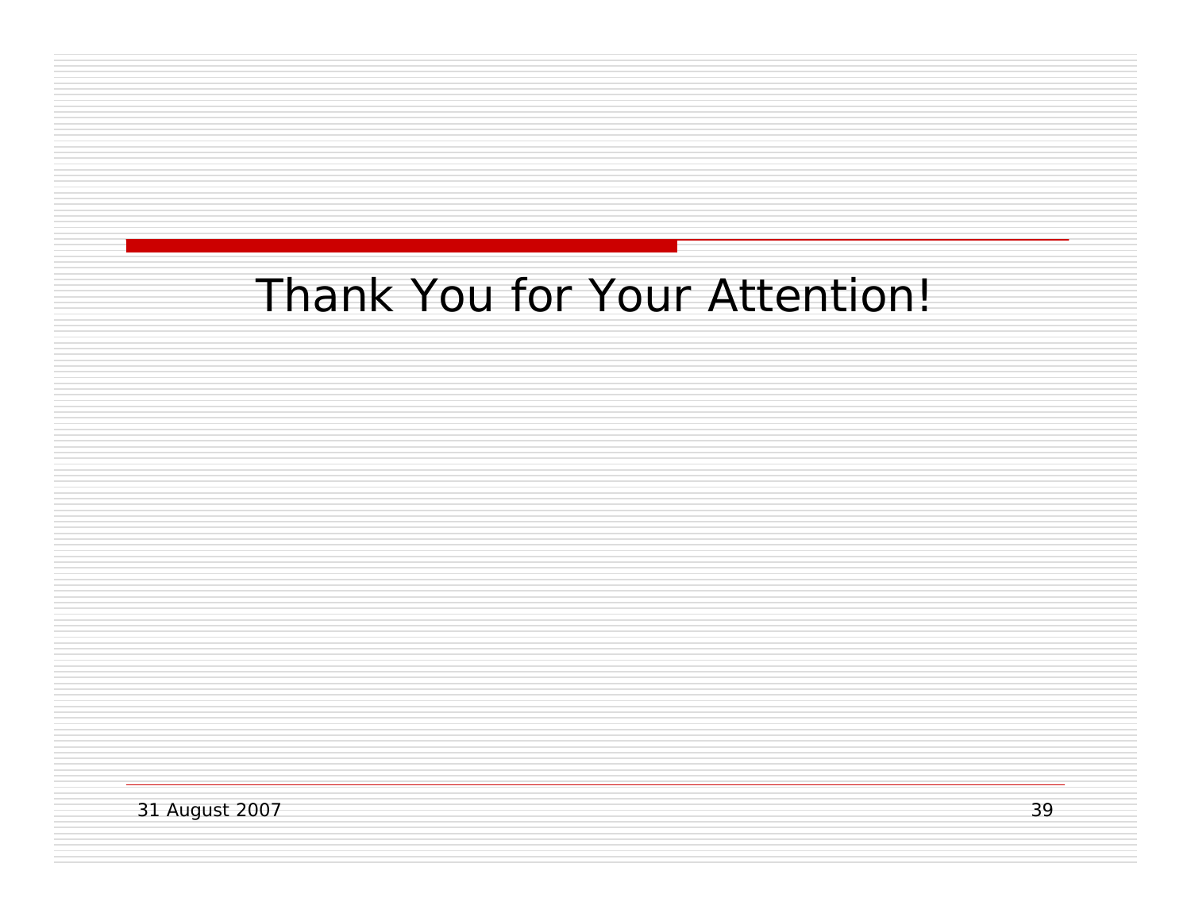# Thank You for Your Attention!